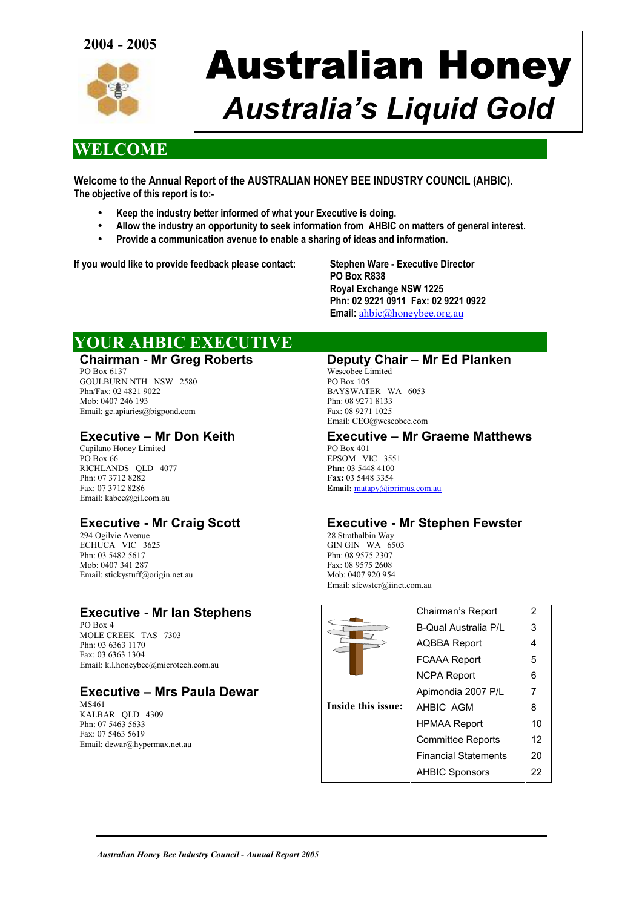**2004 - 2005**

# Australian Honey

## *Australia's Liquid Gold*

## WELCOME

**Welcome to the Annual Report of the AUSTRALIAN HONEY BEE INDUSTRY COUNCIL (AHBIC). The objective of this report is to:-**

- **Keep the industry better informed of what your Executive is doing.**
- **Allow the industry an opportunity to seek information from AHBIC on matters of general interest.**
- **Provide a communication avenue to enable a sharing of ideas and information.**

**If you would like to provide feedback please contact:**

**Stephen Ware - Executive Director**
**PO Box R838**
**Royal Exchange NSW 1225**
**Phn: 02 9221 0911 Fax: 02 9221 0922**
**Email:** ahbic@honeybee.org.au

## YOUR AHBIC EXECUTIVE

### Chairman - Mr Greg Roberts

PO Box 6137
GOULBURN NTH NSW 2580
Phn/Fax: 02 4821 9022
Mob: 0407 246 193
Email: gc.apiaries@bigpond.com

### Deputy Chair – Mr Ed Planken

Wescobee Limited
PO Box 105
BAYSWATER WA 6053
Phn: 08 9271 8133
Fax: 08 9271 1025
Email: CEO@wescobee.com

### Executive – Mr Don Keith

Capilano Honey Limited
PO Box 66
RICHLANDS QLD 4077
Phn: 07 3712 8282
Fax: 07 3712 8286
Email: kabee@gil.com.au

### Executive – Mr Graeme Matthews

PO Box 401
EPSOM VIC 3551
**Phn:** 03 5448 4100
**Fax:** 03 5448 3354
**Email:** matapy@iprimus.com.au

### Executive - Mr Craig Scott

294 Ogilvie Avenue
ECHUCA VIC 3625
Phn: 03 5482 5617
Mob: 0407 341 287
Email: stickystuff@origin.net.au

### Executive - Mr Stephen Fewster

28 Strathalbin Way
GIN GIN WA 6503
Phn: 08 9575 2307
Fax: 08 9575 2608
Mob: 0407 920 954
Email: sfewster@iinet.com.au

### Executive - Mr Ian Stephens

PO Box 4
MOLE CREEK TAS 7303
Phn: 03 6363 1170
Fax: 03 6363 1304
Email: k.l.honeybee@microtech.com.au

### Executive – Mrs Paula Dewar

MS461
KALBAR QLD 4309
Phn: 07 5463 5633
Fax: 07 5463 5619
Email: dewar@hypermax.net.au

**Inside this issue:**

| | |
|---|---|
| Chairman's Report | 2 |
| B-Qual Australia P/L | 3 |
| AQBBA Report | 4 |
| FCAAA Report | 5 |
| NCPA Report | 6 |
| Apimondia 2007 P/L | 7 |
| AHBIC AGM | 8 |
| HPMAA Report | 10 |
| Committee Reports | 12 |
| Financial Statements | 20 |
| AHBIC Sponsors | 22 |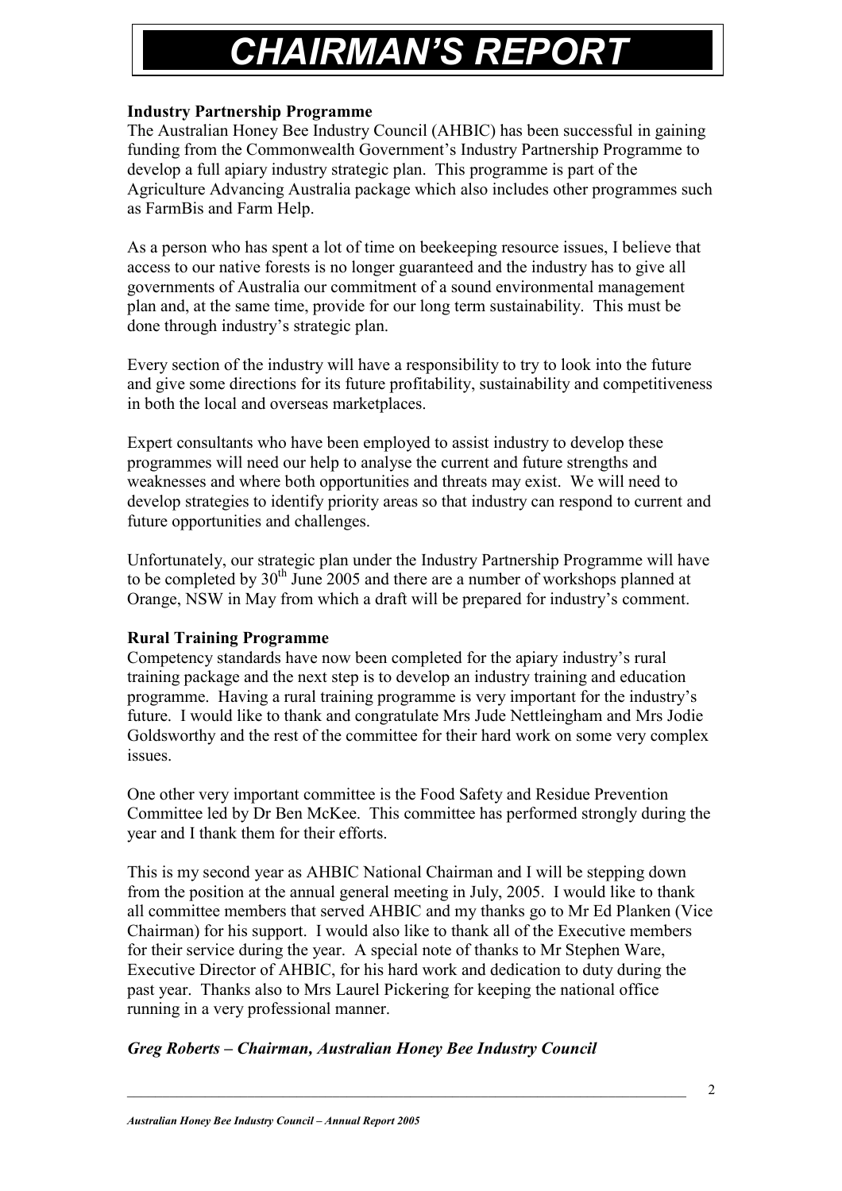# CHAIRMAN'S REPORT

**Industry Partnership Programme**

The Australian Honey Bee Industry Council (AHBIC) has been successful in gaining funding from the Commonwealth Government's Industry Partnership Programme to develop a full apiary industry strategic plan. This programme is part of the Agriculture Advancing Australia package which also includes other programmes such as FarmBis and Farm Help.

As a person who has spent a lot of time on beekeeping resource issues, I believe that access to our native forests is no longer guaranteed and the industry has to give all governments of Australia our commitment of a sound environmental management plan and, at the same time, provide for our long term sustainability. This must be done through industry's strategic plan.

Every section of the industry will have a responsibility to try to look into the future and give some directions for its future profitability, sustainability and competitiveness in both the local and overseas marketplaces.

Expert consultants who have been employed to assist industry to develop these programmes will need our help to analyse the current and future strengths and weaknesses and where both opportunities and threats may exist. We will need to develop strategies to identify priority areas so that industry can respond to current and future opportunities and challenges.

Unfortunately, our strategic plan under the Industry Partnership Programme will have to be completed by 30th June 2005 and there are a number of workshops planned at Orange, NSW in May from which a draft will be prepared for industry's comment.

**Rural Training Programme**

Competency standards have now been completed for the apiary industry's rural training package and the next step is to develop an industry training and education programme. Having a rural training programme is very important for the industry's future. I would like to thank and congratulate Mrs Jude Nettleingham and Mrs Jodie Goldsworthy and the rest of the committee for their hard work on some very complex issues.

One other very important committee is the Food Safety and Residue Prevention Committee led by Dr Ben McKee. This committee has performed strongly during the year and I thank them for their efforts.

This is my second year as AHBIC National Chairman and I will be stepping down from the position at the annual general meeting in July, 2005. I would like to thank all committee members that served AHBIC and my thanks go to Mr Ed Planken (Vice Chairman) for his support. I would also like to thank all of the Executive members for their service during the year. A special note of thanks to Mr Stephen Ware, Executive Director of AHBIC, for his hard work and dedication to duty during the past year. Thanks also to Mrs Laurel Pickering for keeping the national office running in a very professional manner.

***Greg Roberts – Chairman, Australian Honey Bee Industry Council***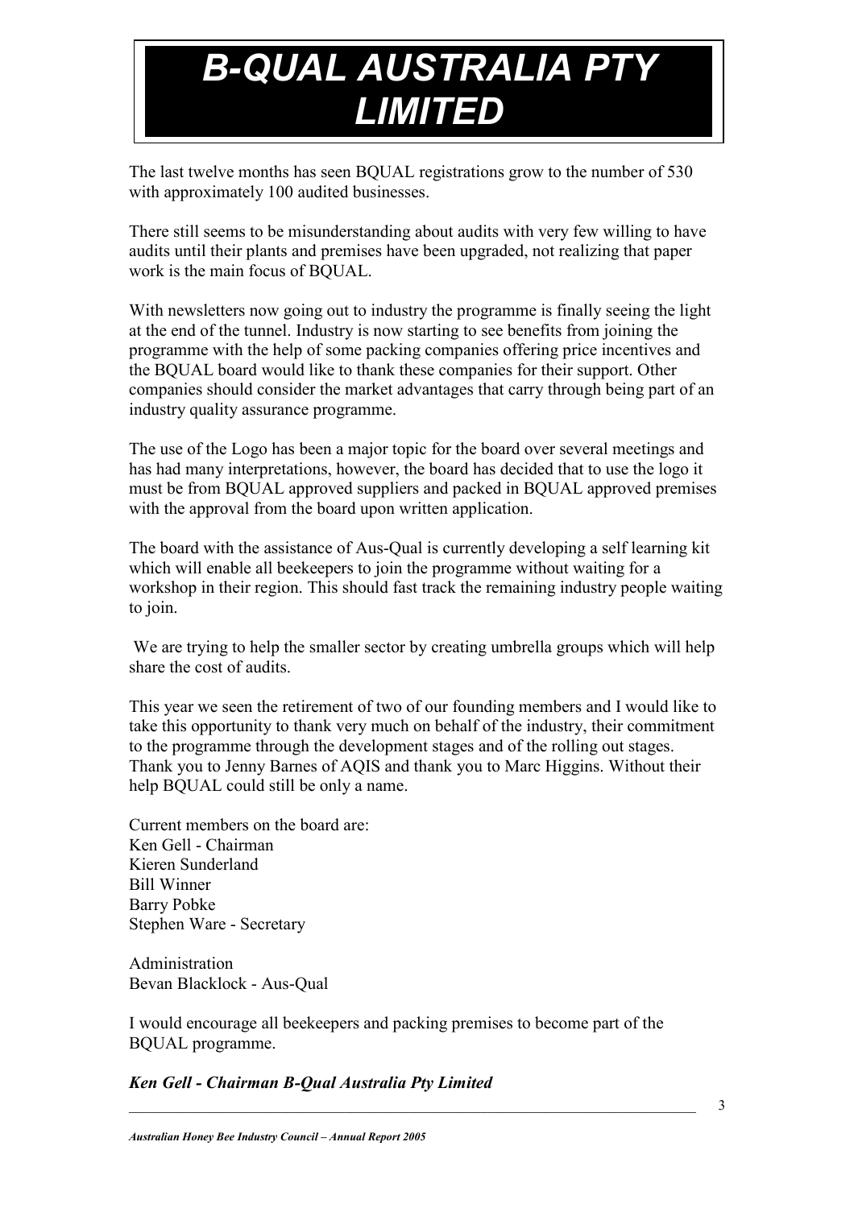# B-QUAL AUSTRALIA PTY LIMITED

The last twelve months has seen BQUAL registrations grow to the number of 530 with approximately 100 audited businesses.

There still seems to be misunderstanding about audits with very few willing to have audits until their plants and premises have been upgraded, not realizing that paper work is the main focus of BQUAL.

With newsletters now going out to industry the programme is finally seeing the light at the end of the tunnel. Industry is now starting to see benefits from joining the programme with the help of some packing companies offering price incentives and the BQUAL board would like to thank these companies for their support. Other companies should consider the market advantages that carry through being part of an industry quality assurance programme.

The use of the Logo has been a major topic for the board over several meetings and has had many interpretations, however, the board has decided that to use the logo it must be from BQUAL approved suppliers and packed in BQUAL approved premises with the approval from the board upon written application.

The board with the assistance of Aus-Qual is currently developing a self learning kit which will enable all beekeepers to join the programme without waiting for a workshop in their region. This should fast track the remaining industry people waiting to join.

We are trying to help the smaller sector by creating umbrella groups which will help share the cost of audits.

This year we seen the retirement of two of our founding members and I would like to take this opportunity to thank very much on behalf of the industry, their commitment to the programme through the development stages and of the rolling out stages. Thank you to Jenny Barnes of AQIS and thank you to Marc Higgins. Without their help BQUAL could still be only a name.

Current members on the board are:
Ken Gell - Chairman
Kieren Sunderland
Bill Winner
Barry Pobke
Stephen Ware - Secretary

Administration
Bevan Blacklock - Aus-Qual

I would encourage all beekeepers and packing premises to become part of the BQUAL programme.

***Ken Gell - Chairman B-Qual Australia Pty Limited***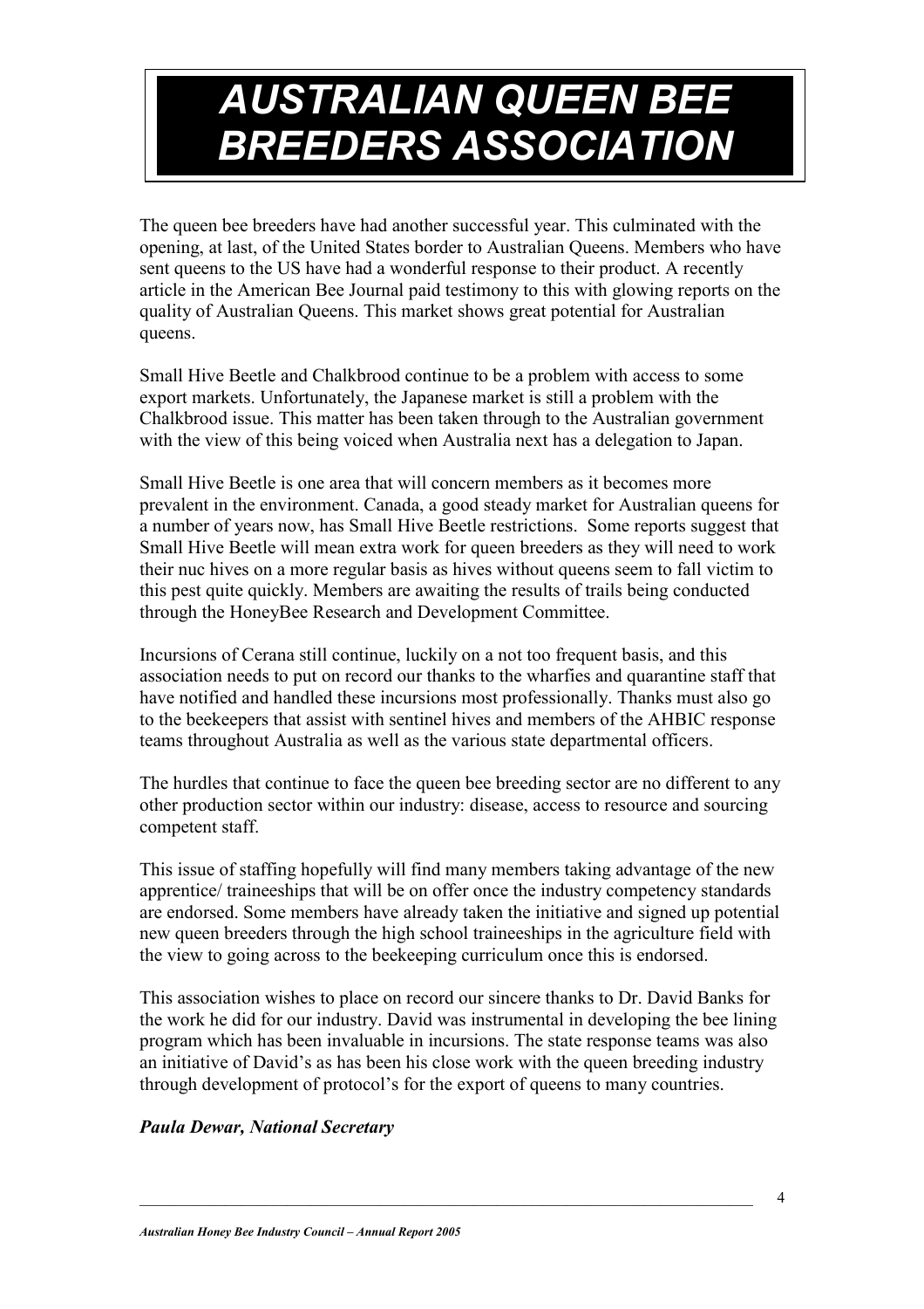# AUSTRALIAN QUEEN BEE BREEDERS ASSOCIATION

The queen bee breeders have had another successful year. This culminated with the opening, at last, of the United States border to Australian Queens. Members who have sent queens to the US have had a wonderful response to their product. A recently article in the American Bee Journal paid testimony to this with glowing reports on the quality of Australian Queens. This market shows great potential for Australian queens.

Small Hive Beetle and Chalkbrood continue to be a problem with access to some export markets. Unfortunately, the Japanese market is still a problem with the Chalkbrood issue. This matter has been taken through to the Australian government with the view of this being voiced when Australia next has a delegation to Japan.

Small Hive Beetle is one area that will concern members as it becomes more prevalent in the environment. Canada, a good steady market for Australian queens for a number of years now, has Small Hive Beetle restrictions. Some reports suggest that Small Hive Beetle will mean extra work for queen breeders as they will need to work their nuc hives on a more regular basis as hives without queens seem to fall victim to this pest quite quickly. Members are awaiting the results of trails being conducted through the HoneyBee Research and Development Committee.

Incursions of Cerana still continue, luckily on a not too frequent basis, and this association needs to put on record our thanks to the wharfies and quarantine staff that have notified and handled these incursions most professionally. Thanks must also go to the beekeepers that assist with sentinel hives and members of the AHBIC response teams throughout Australia as well as the various state departmental officers.

The hurdles that continue to face the queen bee breeding sector are no different to any other production sector within our industry: disease, access to resource and sourcing competent staff.

This issue of staffing hopefully will find many members taking advantage of the new apprentice/ traineeships that will be on offer once the industry competency standards are endorsed. Some members have already taken the initiative and signed up potential new queen breeders through the high school traineeships in the agriculture field with the view to going across to the beekeeping curriculum once this is endorsed.

This association wishes to place on record our sincere thanks to Dr. David Banks for the work he did for our industry. David was instrumental in developing the bee lining program which has been invaluable in incursions. The state response teams was also an initiative of David's as has been his close work with the queen breeding industry through development of protocol's for the export of queens to many countries.

***Paula Dewar, National Secretary***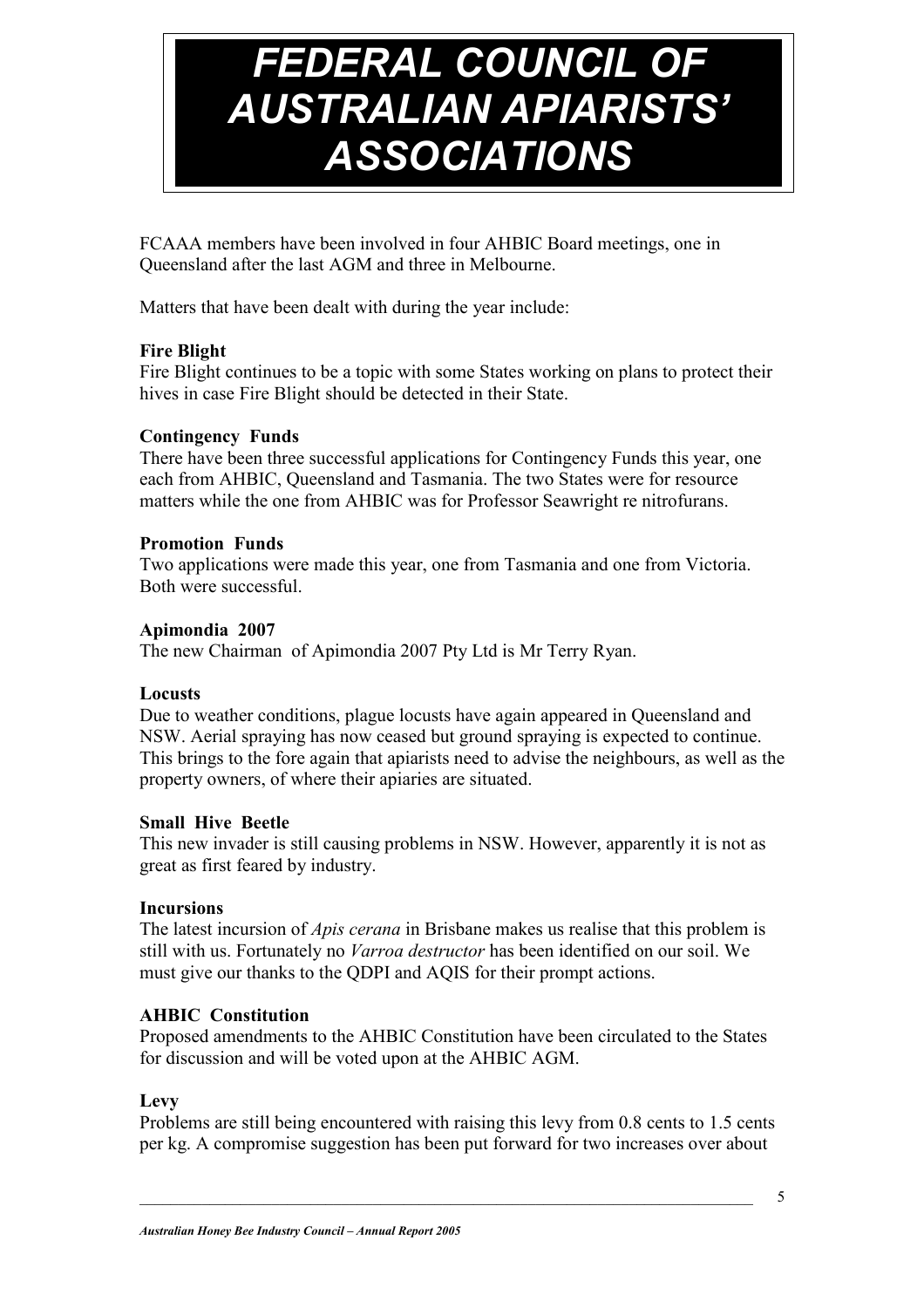# *FEDERAL COUNCIL OF AUSTRALIAN APIARISTS' ASSOCIATIONS*

FCAAA members have been involved in four AHBIC Board meetings, one in Queensland after the last AGM and three in Melbourne.

Matters that have been dealt with during the year include:

**Fire Blight**
Fire Blight continues to be a topic with some States working on plans to protect their hives in case Fire Blight should be detected in their State.

**Contingency Funds**
There have been three successful applications for Contingency Funds this year, one each from AHBIC, Queensland and Tasmania. The two States were for resource matters while the one from AHBIC was for Professor Seawright re nitrofurans.

**Promotion Funds**
Two applications were made this year, one from Tasmania and one from Victoria. Both were successful.

**Apimondia 2007**
The new Chairman of Apimondia 2007 Pty Ltd is Mr Terry Ryan.

**Locusts**
Due to weather conditions, plague locusts have again appeared in Queensland and NSW. Aerial spraying has now ceased but ground spraying is expected to continue. This brings to the fore again that apiarists need to advise the neighbours, as well as the property owners, of where their apiaries are situated.

**Small Hive Beetle**
This new invader is still causing problems in NSW. However, apparently it is not as great as first feared by industry.

**Incursions**
The latest incursion of *Apis cerana* in Brisbane makes us realise that this problem is still with us. Fortunately no *Varroa destructor* has been identified on our soil. We must give our thanks to the QDPI and AQIS for their prompt actions.

**AHBIC Constitution**
Proposed amendments to the AHBIC Constitution have been circulated to the States for discussion and will be voted upon at the AHBIC AGM.

**Levy**
Problems are still being encountered with raising this levy from 0.8 cents to 1.5 cents per kg. A compromise suggestion has been put forward for two increases over about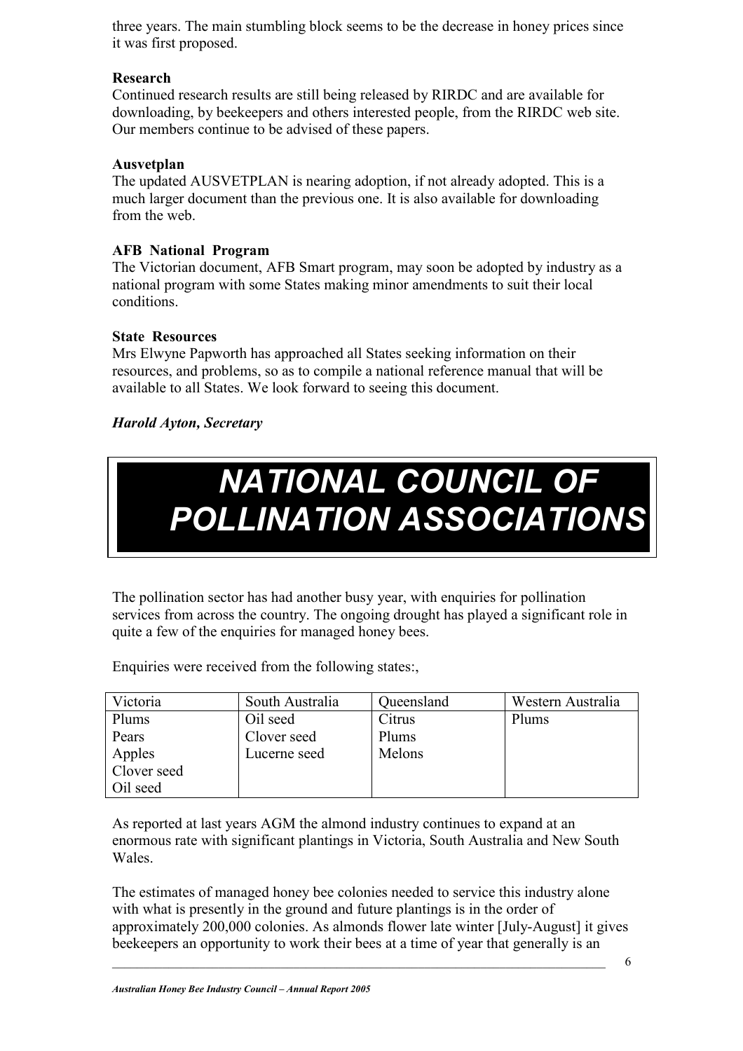three years. The main stumbling block seems to be the decrease in honey prices since it was first proposed.

**Research**
Continued research results are still being released by RIRDC and are available for downloading, by beekeepers and others interested people, from the RIRDC web site. Our members continue to be advised of these papers.

**Ausvetplan**
The updated AUSVETPLAN is nearing adoption, if not already adopted. This is a much larger document than the previous one. It is also available for downloading from the web.

**AFB National Program**
The Victorian document, AFB Smart program, may soon be adopted by industry as a national program with some States making minor amendments to suit their local conditions.

**State Resources**
Mrs Elwyne Papworth has approached all States seeking information on their resources, and problems, so as to compile a national reference manual that will be available to all States. We look forward to seeing this document.

***Harold Ayton, Secretary***

# NATIONAL COUNCIL OF POLLINATION ASSOCIATIONS

The pollination sector has had another busy year, with enquiries for pollination services from across the country. The ongoing drought has played a significant role in quite a few of the enquiries for managed honey bees.

Enquiries were received from the following states:,

| Victoria | South Australia | Queensland | Western Australia |
|---|---|---|---|
| Plums<br>Pears<br>Apples<br>Clover seed<br>Oil seed | Oil seed<br>Clover seed<br>Lucerne seed | Citrus<br>Plums<br>Melons | Plums |

As reported at last years AGM the almond industry continues to expand at an enormous rate with significant plantings in Victoria, South Australia and New South Wales.

The estimates of managed honey bee colonies needed to service this industry alone with what is presently in the ground and future plantings is in the order of approximately 200,000 colonies. As almonds flower late winter [July-August] it gives beekeepers an opportunity to work their bees at a time of year that generally is an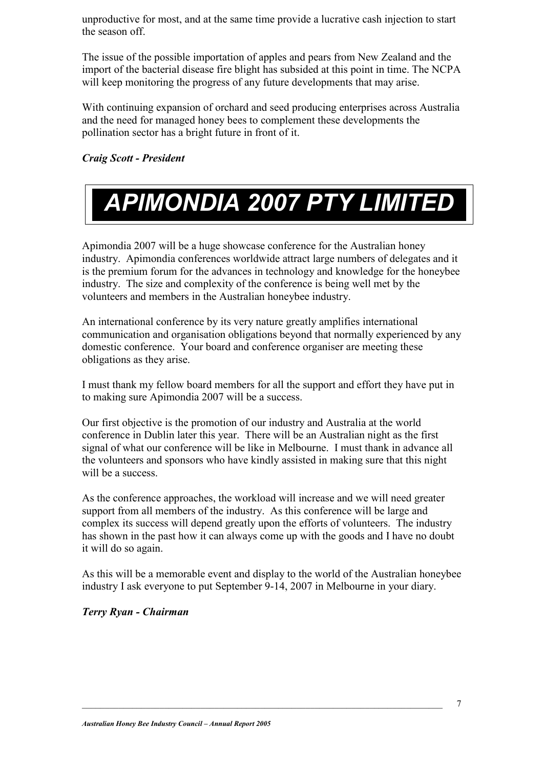unproductive for most, and at the same time provide a lucrative cash injection to start the season off.

The issue of the possible importation of apples and pears from New Zealand and the import of the bacterial disease fire blight has subsided at this point in time. The NCPA will keep monitoring the progress of any future developments that may arise.

With continuing expansion of orchard and seed producing enterprises across Australia and the need for managed honey bees to complement these developments the pollination sector has a bright future in front of it.

***Craig Scott - President***

# APIMONDIA 2007 PTY LIMITED

Apimondia 2007 will be a huge showcase conference for the Australian honey industry. Apimondia conferences worldwide attract large numbers of delegates and it is the premium forum for the advances in technology and knowledge for the honeybee industry. The size and complexity of the conference is being well met by the volunteers and members in the Australian honeybee industry.

An international conference by its very nature greatly amplifies international communication and organisation obligations beyond that normally experienced by any domestic conference. Your board and conference organiser are meeting these obligations as they arise.

I must thank my fellow board members for all the support and effort they have put in to making sure Apimondia 2007 will be a success.

Our first objective is the promotion of our industry and Australia at the world conference in Dublin later this year. There will be an Australian night as the first signal of what our conference will be like in Melbourne. I must thank in advance all the volunteers and sponsors who have kindly assisted in making sure that this night will be a success.

As the conference approaches, the workload will increase and we will need greater support from all members of the industry. As this conference will be large and complex its success will depend greatly upon the efforts of volunteers. The industry has shown in the past how it can always come up with the goods and I have no doubt it will do so again.

As this will be a memorable event and display to the world of the Australian honeybee industry I ask everyone to put September 9-14, 2007 in Melbourne in your diary.

***Terry Ryan - Chairman***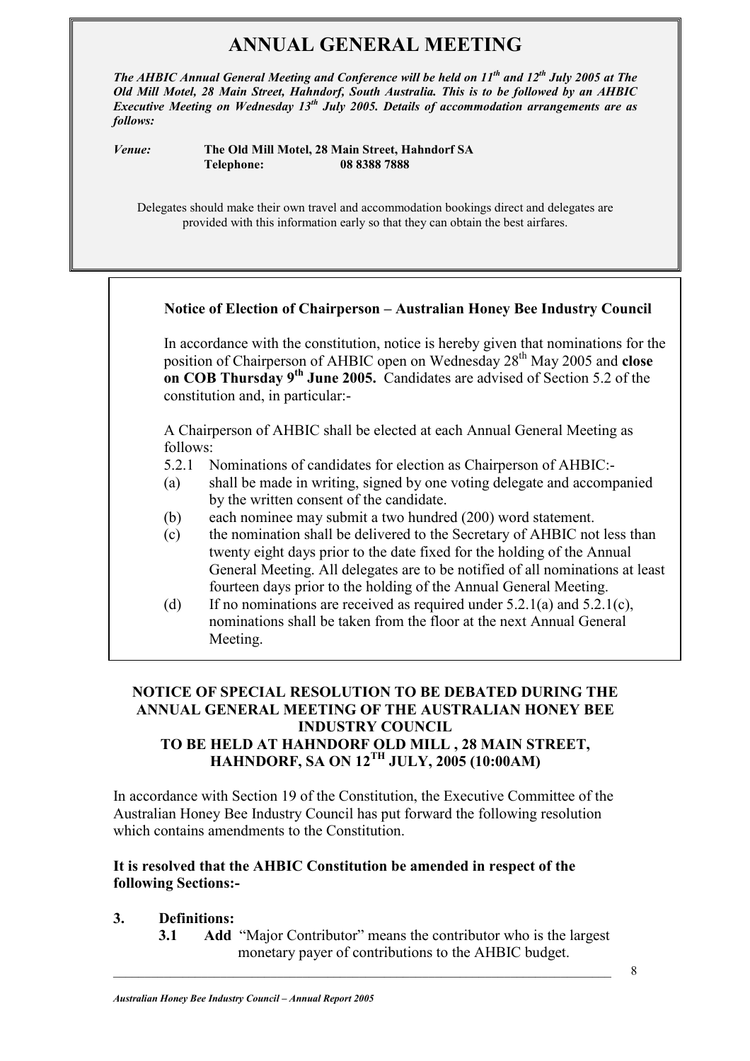# ANNUAL GENERAL MEETING

***The AHBIC Annual General Meeting and Conference will be held on 11th and 12th July 2005 at The Old Mill Motel, 28 Main Street, Hahndorf, South Australia. This is to be followed by an AHBIC Executive Meeting on Wednesday 13th July 2005. Details of accommodation arrangements are as follows:***

***Venue:*** **The Old Mill Motel, 28 Main Street, Hahndorf SA**
**Telephone: 08 8388 7888**

Delegates should make their own travel and accommodation bookings direct and delegates are provided with this information early so that they can obtain the best airfares.

**Notice of Election of Chairperson – Australian Honey Bee Industry Council**

In accordance with the constitution, notice is hereby given that nominations for the position of Chairperson of AHBIC open on Wednesday 28th May 2005 and **close on COB Thursday 9th June 2005.** Candidates are advised of Section 5.2 of the constitution and, in particular:-

A Chairperson of AHBIC shall be elected at each Annual General Meeting as follows:

5.2.1 Nominations of candidates for election as Chairperson of AHBIC:-

(a) shall be made in writing, signed by one voting delegate and accompanied by the written consent of the candidate.

(b) each nominee may submit a two hundred (200) word statement.

(c) the nomination shall be delivered to the Secretary of AHBIC not less than twenty eight days prior to the date fixed for the holding of the Annual General Meeting. All delegates are to be notified of all nominations at least fourteen days prior to the holding of the Annual General Meeting.

(d) If no nominations are received as required under 5.2.1(a) and 5.2.1(c), nominations shall be taken from the floor at the next Annual General Meeting.

**NOTICE OF SPECIAL RESOLUTION TO BE DEBATED DURING THE ANNUAL GENERAL MEETING OF THE AUSTRALIAN HONEY BEE INDUSTRY COUNCIL TO BE HELD AT HAHNDORF OLD MILL , 28 MAIN STREET, HAHNDORF, SA ON 12TH JULY, 2005 (10:00AM)**

In accordance with Section 19 of the Constitution, the Executive Committee of the Australian Honey Bee Industry Council has put forward the following resolution which contains amendments to the Constitution.

**It is resolved that the AHBIC Constitution be amended in respect of the following Sections:-**

**3. Definitions:**

**3.1 Add** "Major Contributor" means the contributor who is the largest monetary payer of contributions to the AHBIC budget.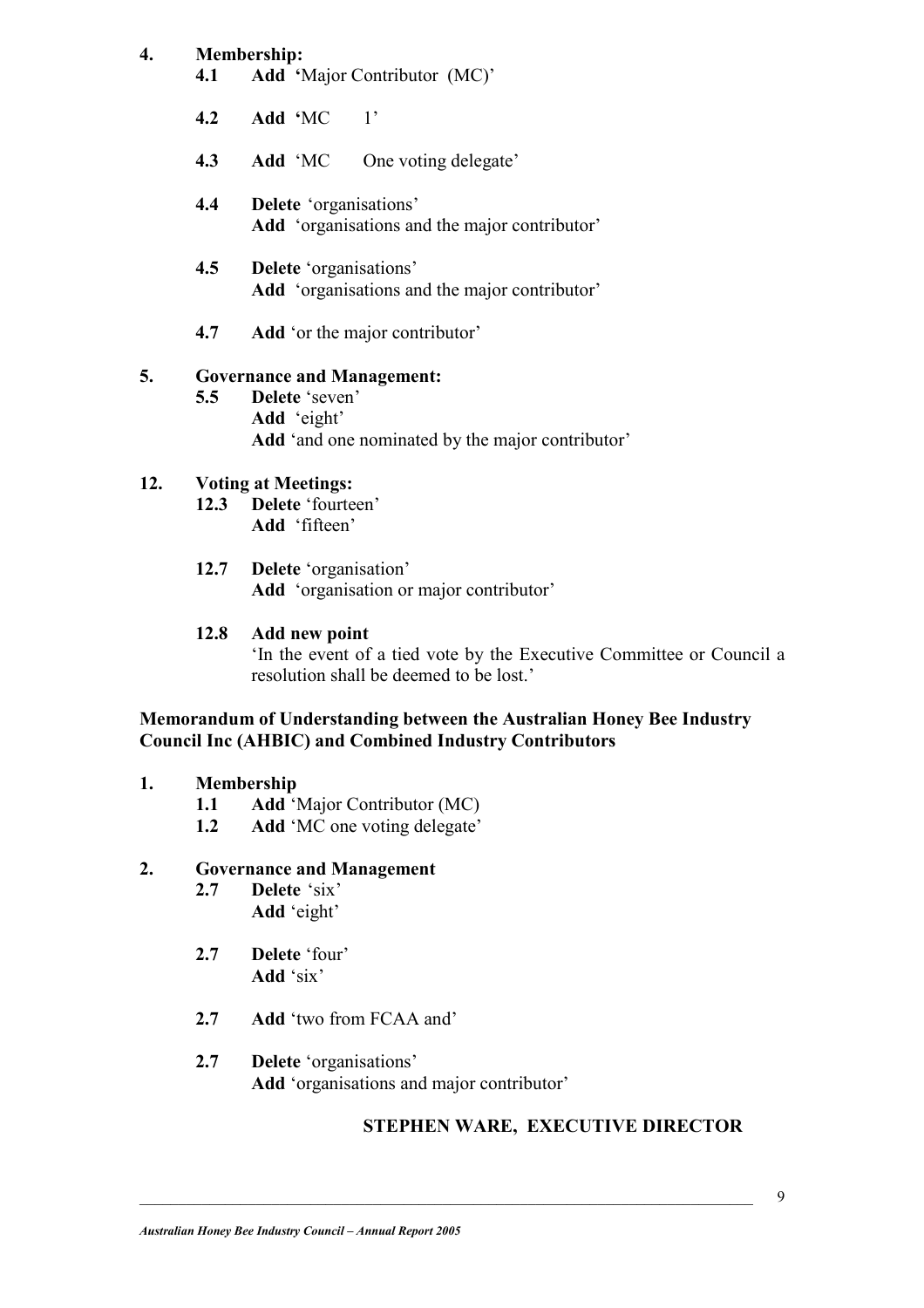**4. Membership:**

- **4.1** **Add** 'Major Contributor (MC)'
- **4.2** **Add** 'MC 1'
- **4.3** **Add** 'MC One voting delegate'
- **4.4** **Delete** 'organisations'
  **Add** 'organisations and the major contributor'
- **4.5** **Delete** 'organisations'
  **Add** 'organisations and the major contributor'
- **4.7** **Add** 'or the major contributor'

**5. Governance and Management:**

- **5.5** **Delete** 'seven'
  **Add** 'eight'
  **Add** 'and one nominated by the major contributor'

**12. Voting at Meetings:**

- **12.3** **Delete** 'fourteen'
  **Add** 'fifteen'
- **12.7** **Delete** 'organisation'
  **Add** 'organisation or major contributor'
- **12.8** **Add new point**
  'In the event of a tied vote by the Executive Committee or Council a resolution shall be deemed to be lost.'

**Memorandum of Understanding between the Australian Honey Bee Industry Council Inc (AHBIC) and Combined Industry Contributors**

**1. Membership**

- **1.1** **Add** 'Major Contributor (MC)
- **1.2** **Add** 'MC one voting delegate'

**2. Governance and Management**

- **2.7** **Delete** 'six'
  **Add** 'eight'
- **2.7** **Delete** 'four'
  **Add** 'six'
- **2.7** **Add** 'two from FCAA and'
- **2.7** **Delete** 'organisations'
  **Add** 'organisations and major contributor'

**STEPHEN WARE, EXECUTIVE DIRECTOR**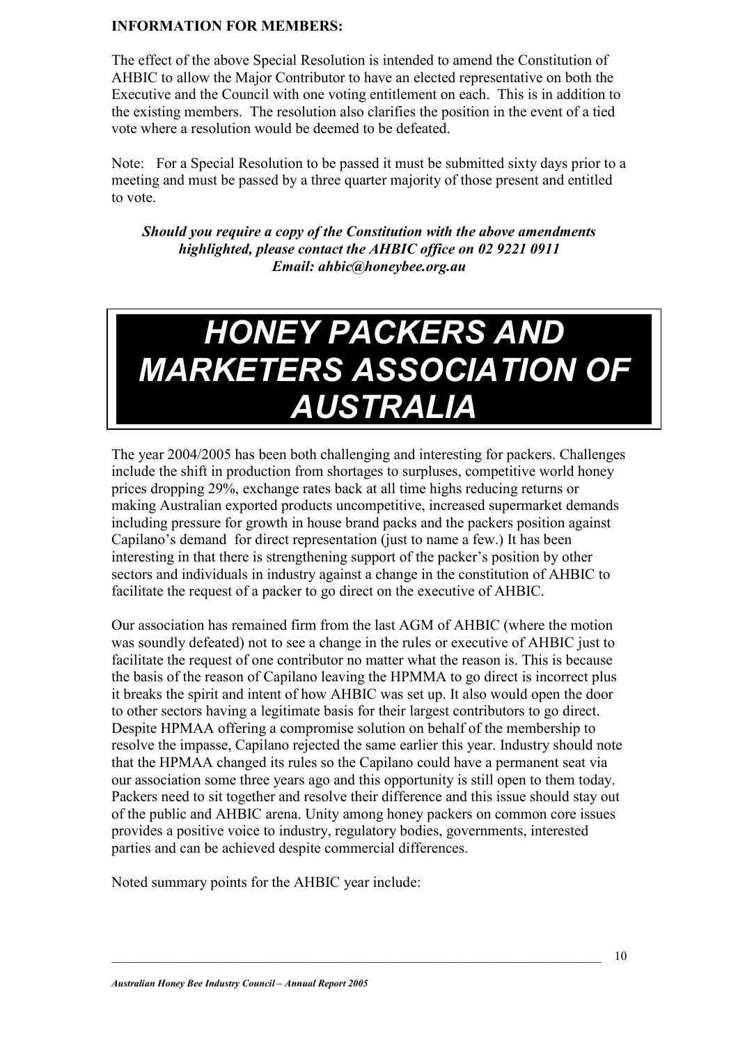**INFORMATION FOR MEMBERS:**

The effect of the above Special Resolution is intended to amend the Constitution of AHBIC to allow the Major Contributor to have an elected representative on both the Executive and the Council with one voting entitlement on each. This is in addition to the existing members. The resolution also clarifies the position in the event of a tied vote where a resolution would be deemed to be defeated.

Note: For a Special Resolution to be passed it must be submitted sixty days prior to a meeting and must be passed by a three quarter majority of those present and entitled to vote.

***Should you require a copy of the Constitution with the above amendments highlighted, please contact the AHBIC office on 02 9221 0911***
***Email: ahbic@honeybee.org.au***

# *HONEY PACKERS AND MARKETERS ASSOCIATION OF AUSTRALIA*

The year 2004/2005 has been both challenging and interesting for packers. Challenges include the shift in production from shortages to surpluses, competitive world honey prices dropping 29%, exchange rates back at all time highs reducing returns or making Australian exported products uncompetitive, increased supermarket demands including pressure for growth in house brand packs and the packers position against Capilano's demand for direct representation (just to name a few.) It has been interesting in that there is strengthening support of the packer's position by other sectors and individuals in industry against a change in the constitution of AHBIC to facilitate the request of a packer to go direct on the executive of AHBIC.

Our association has remained firm from the last AGM of AHBIC (where the motion was soundly defeated) not to see a change in the rules or executive of AHBIC just to facilitate the request of one contributor no matter what the reason is. This is because the basis of the reason of Capilano leaving the HPMMA to go direct is incorrect plus it breaks the spirit and intent of how AHBIC was set up. It also would open the door to other sectors having a legitimate basis for their largest contributors to go direct. Despite HPMAA offering a compromise solution on behalf of the membership to resolve the impasse, Capilano rejected the same earlier this year. Industry should note that the HPMAA changed its rules so the Capilano could have a permanent seat via our association some three years ago and this opportunity is still open to them today. Packers need to sit together and resolve their difference and this issue should stay out of the public and AHBIC arena. Unity among honey packers on common core issues provides a positive voice to industry, regulatory bodies, governments, interested parties and can be achieved despite commercial differences.

Noted summary points for the AHBIC year include: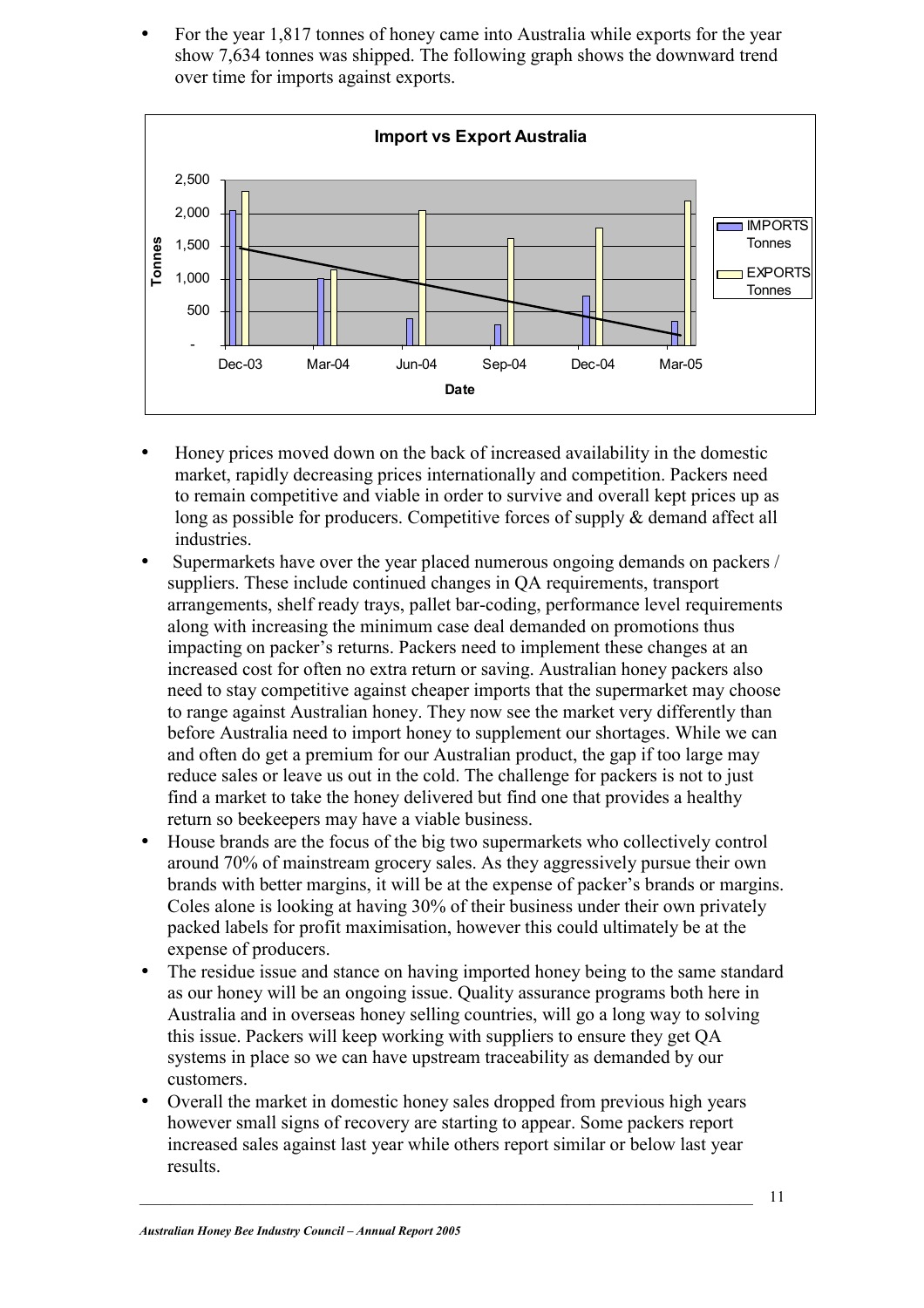- For the year 1,817 tonnes of honey came into Australia while exports for the year show 7,634 tonnes was shipped. The following graph shows the downward trend over time for imports against exports.

**Import vs Export Australia**

- Honey prices moved down on the back of increased availability in the domestic market, rapidly decreasing prices internationally and competition. Packers need to remain competitive and viable in order to survive and overall kept prices up as long as possible for producers. Competitive forces of supply & demand affect all industries.
- Supermarkets have over the year placed numerous ongoing demands on packers / suppliers. These include continued changes in QA requirements, transport arrangements, shelf ready trays, pallet bar-coding, performance level requirements along with increasing the minimum case deal demanded on promotions thus impacting on packer's returns. Packers need to implement these changes at an increased cost for often no extra return or saving. Australian honey packers also need to stay competitive against cheaper imports that the supermarket may choose to range against Australian honey. They now see the market very differently than before Australia need to import honey to supplement our shortages. While we can and often do get a premium for our Australian product, the gap if too large may reduce sales or leave us out in the cold. The challenge for packers is not to just find a market to take the honey delivered but find one that provides a healthy return so beekeepers may have a viable business.
- House brands are the focus of the big two supermarkets who collectively control around 70% of mainstream grocery sales. As they aggressively pursue their own brands with better margins, it will be at the expense of packer's brands or margins. Coles alone is looking at having 30% of their business under their own privately packed labels for profit maximisation, however this could ultimately be at the expense of producers.
- The residue issue and stance on having imported honey being to the same standard as our honey will be an ongoing issue. Quality assurance programs both here in Australia and in overseas honey selling countries, will go a long way to solving this issue. Packers will keep working with suppliers to ensure they get QA systems in place so we can have upstream traceability as demanded by our customers.
- Overall the market in domestic honey sales dropped from previous high years however small signs of recovery are starting to appear. Some packers report increased sales against last year while others report similar or below last year results.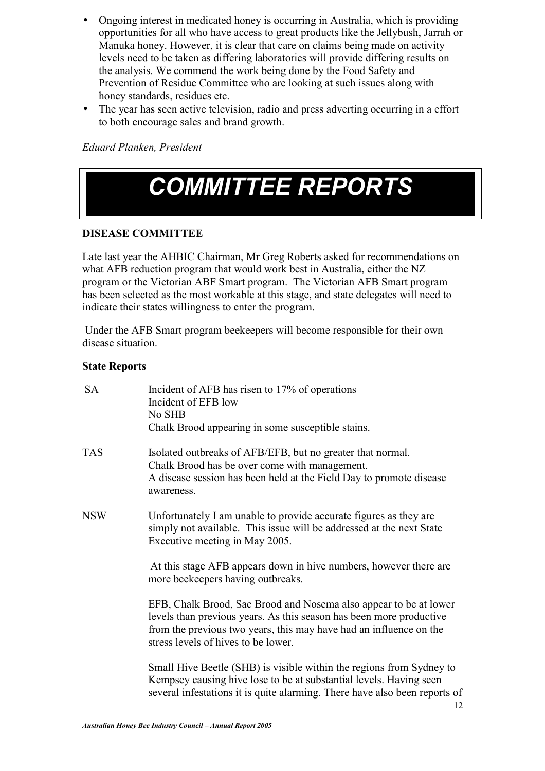- Ongoing interest in medicated honey is occurring in Australia, which is providing opportunities for all who have access to great products like the Jellybush, Jarrah or Manuka honey. However, it is clear that care on claims being made on activity levels need to be taken as differing laboratories will provide differing results on the analysis. We commend the work being done by the Food Safety and Prevention of Residue Committee who are looking at such issues along with honey standards, residues etc.
- The year has seen active television, radio and press adverting occurring in a effort to both encourage sales and brand growth.

*Eduard Planken, President*

# COMMITTEE REPORTS

### DISEASE COMMITTEE

Late last year the AHBIC Chairman, Mr Greg Roberts asked for recommendations on what AFB reduction program that would work best in Australia, either the NZ program or the Victorian ABF Smart program. The Victorian AFB Smart program has been selected as the most workable at this stage, and state delegates will need to indicate their states willingness to enter the program.

Under the AFB Smart program beekeepers will become responsible for their own disease situation.

**State Reports**

**SA**

Incident of AFB has risen to 17% of operations
Incident of EFB low
No SHB
Chalk Brood appearing in some susceptible stains.

**TAS**

Isolated outbreaks of AFB/EFB, but no greater that normal.
Chalk Brood has be over come with management.
A disease session has been held at the Field Day to promote disease awareness.

**NSW**

Unfortunately I am unable to provide accurate figures as they are simply not available. This issue will be addressed at the next State Executive meeting in May 2005.

At this stage AFB appears down in hive numbers, however there are more beekeepers having outbreaks.

EFB, Chalk Brood, Sac Brood and Nosema also appear to be at lower levels than previous years. As this season has been more productive from the previous two years, this may have had an influence on the stress levels of hives to be lower.

Small Hive Beetle (SHB) is visible within the regions from Sydney to Kempsey causing hive lose to be at substantial levels. Having seen several infestations it is quite alarming. There have also been reports of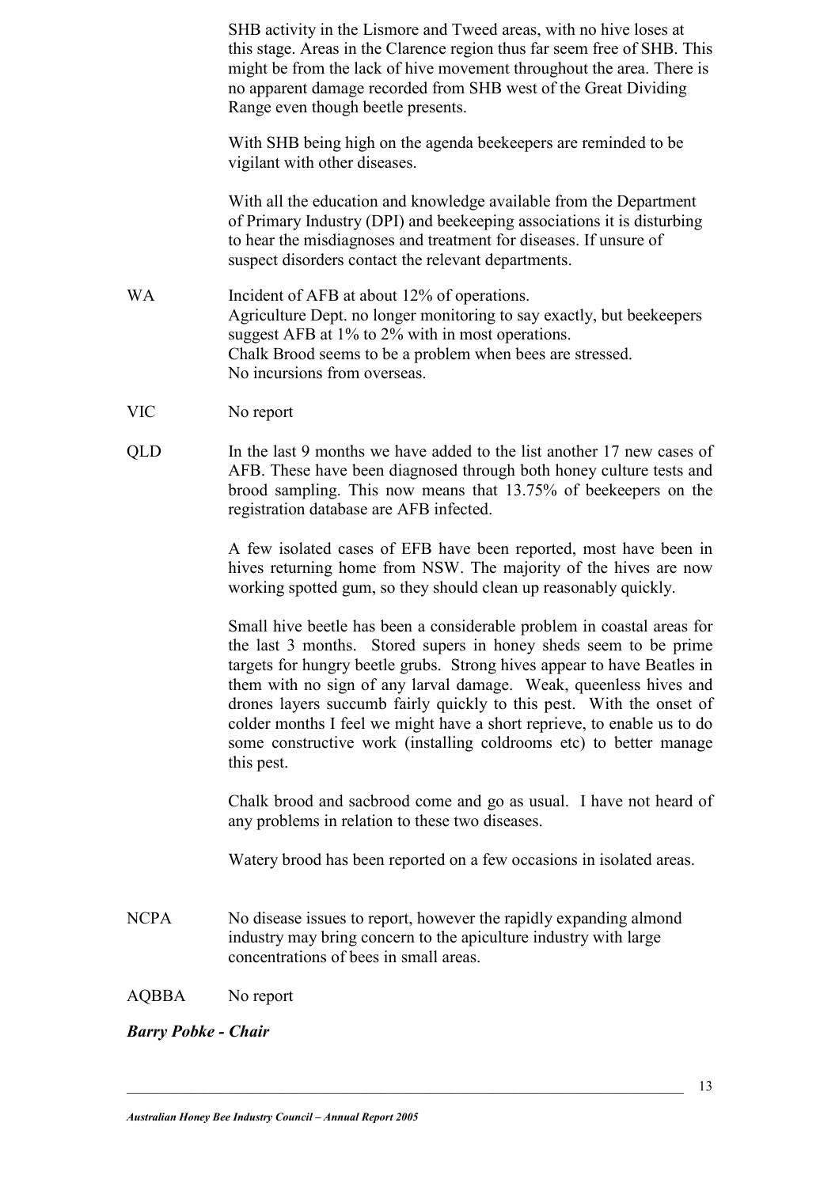SHB activity in the Lismore and Tweed areas, with no hive loses at this stage. Areas in the Clarence region thus far seem free of SHB. This might be from the lack of hive movement throughout the area. There is no apparent damage recorded from SHB west of the Great Dividing Range even though beetle presents.

With SHB being high on the agenda beekeepers are reminded to be vigilant with other diseases.

With all the education and knowledge available from the Department of Primary Industry (DPI) and beekeeping associations it is disturbing to hear the misdiagnoses and treatment for diseases. If unsure of suspect disorders contact the relevant departments.

WA — Incident of AFB at about 12% of operations.
Agriculture Dept. no longer monitoring to say exactly, but beekeepers suggest AFB at 1% to 2% with in most operations.
Chalk Brood seems to be a problem when bees are stressed.
No incursions from overseas.

VIC — No report

QLD — In the last 9 months we have added to the list another 17 new cases of AFB. These have been diagnosed through both honey culture tests and brood sampling. This now means that 13.75% of beekeepers on the registration database are AFB infected.

A few isolated cases of EFB have been reported, most have been in hives returning home from NSW. The majority of the hives are now working spotted gum, so they should clean up reasonably quickly.

Small hive beetle has been a considerable problem in coastal areas for the last 3 months. Stored supers in honey sheds seem to be prime targets for hungry beetle grubs. Strong hives appear to have Beatles in them with no sign of any larval damage. Weak, queenless hives and drones layers succumb fairly quickly to this pest. With the onset of colder months I feel we might have a short reprieve, to enable us to do some constructive work (installing coldrooms etc) to better manage this pest.

Chalk brood and sacbrood come and go as usual. I have not heard of any problems in relation to these two diseases.

Watery brood has been reported on a few occasions in isolated areas.

NCPA — No disease issues to report, however the rapidly expanding almond industry may bring concern to the apiculture industry with large concentrations of bees in small areas.

AQBBA — No report

***Barry Pobke - Chair***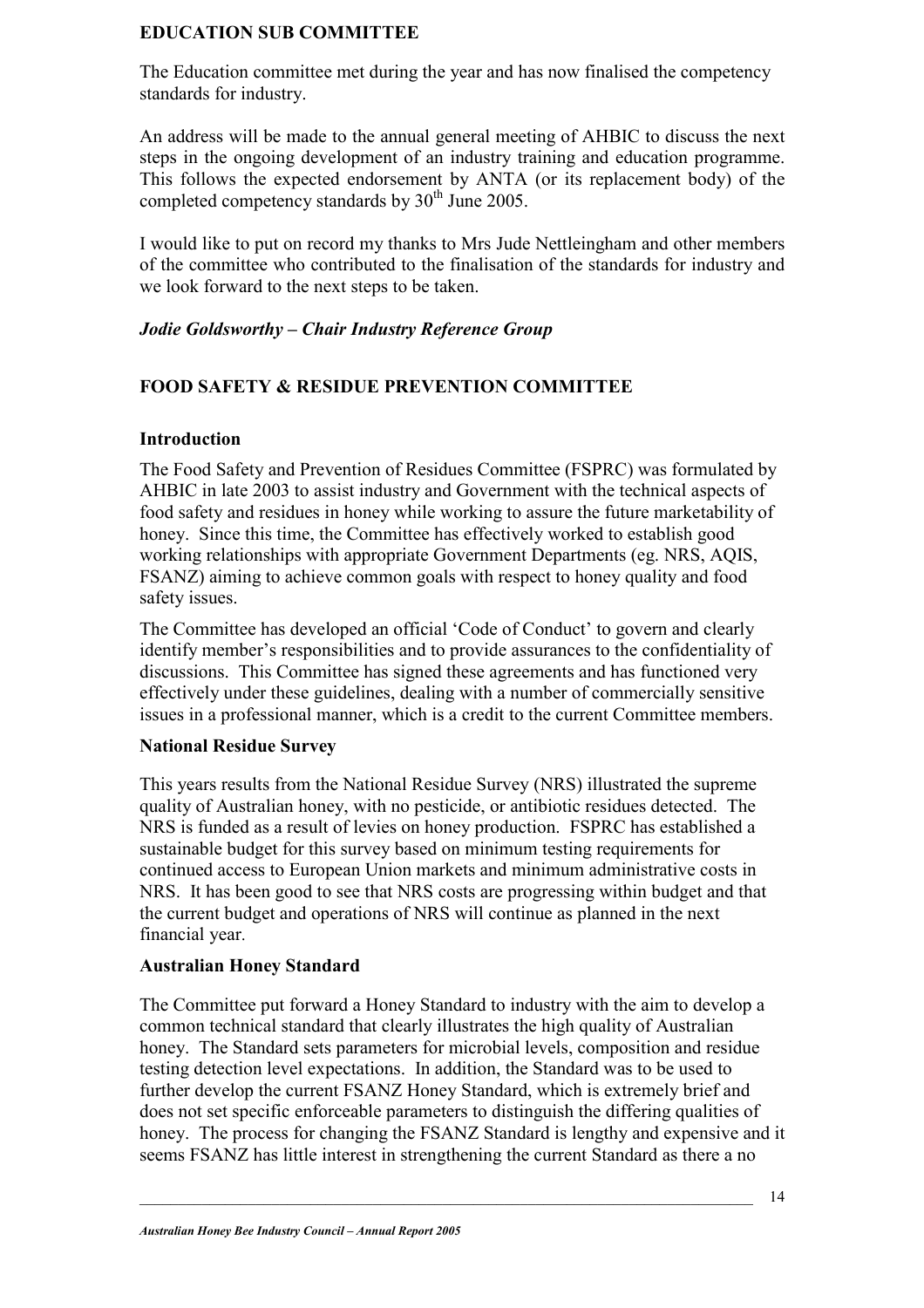## EDUCATION SUB COMMITTEE

The Education committee met during the year and has now finalised the competency standards for industry.

An address will be made to the annual general meeting of AHBIC to discuss the next steps in the ongoing development of an industry training and education programme. This follows the expected endorsement by ANTA (or its replacement body) of the completed competency standards by 30th June 2005.

I would like to put on record my thanks to Mrs Jude Nettleingham and other members of the committee who contributed to the finalisation of the standards for industry and we look forward to the next steps to be taken.

***Jodie Goldsworthy – Chair Industry Reference Group***

## FOOD SAFETY & RESIDUE PREVENTION COMMITTEE

### Introduction

The Food Safety and Prevention of Residues Committee (FSPRC) was formulated by AHBIC in late 2003 to assist industry and Government with the technical aspects of food safety and residues in honey while working to assure the future marketability of honey. Since this time, the Committee has effectively worked to establish good working relationships with appropriate Government Departments (eg. NRS, AQIS, FSANZ) aiming to achieve common goals with respect to honey quality and food safety issues.

The Committee has developed an official 'Code of Conduct' to govern and clearly identify member's responsibilities and to provide assurances to the confidentiality of discussions. This Committee has signed these agreements and has functioned very effectively under these guidelines, dealing with a number of commercially sensitive issues in a professional manner, which is a credit to the current Committee members.

### National Residue Survey

This years results from the National Residue Survey (NRS) illustrated the supreme quality of Australian honey, with no pesticide, or antibiotic residues detected. The NRS is funded as a result of levies on honey production. FSPRC has established a sustainable budget for this survey based on minimum testing requirements for continued access to European Union markets and minimum administrative costs in NRS. It has been good to see that NRS costs are progressing within budget and that the current budget and operations of NRS will continue as planned in the next financial year.

### Australian Honey Standard

The Committee put forward a Honey Standard to industry with the aim to develop a common technical standard that clearly illustrates the high quality of Australian honey. The Standard sets parameters for microbial levels, composition and residue testing detection level expectations. In addition, the Standard was to be used to further develop the current FSANZ Honey Standard, which is extremely brief and does not set specific enforceable parameters to distinguish the differing qualities of honey. The process for changing the FSANZ Standard is lengthy and expensive and it seems FSANZ has little interest in strengthening the current Standard as there a no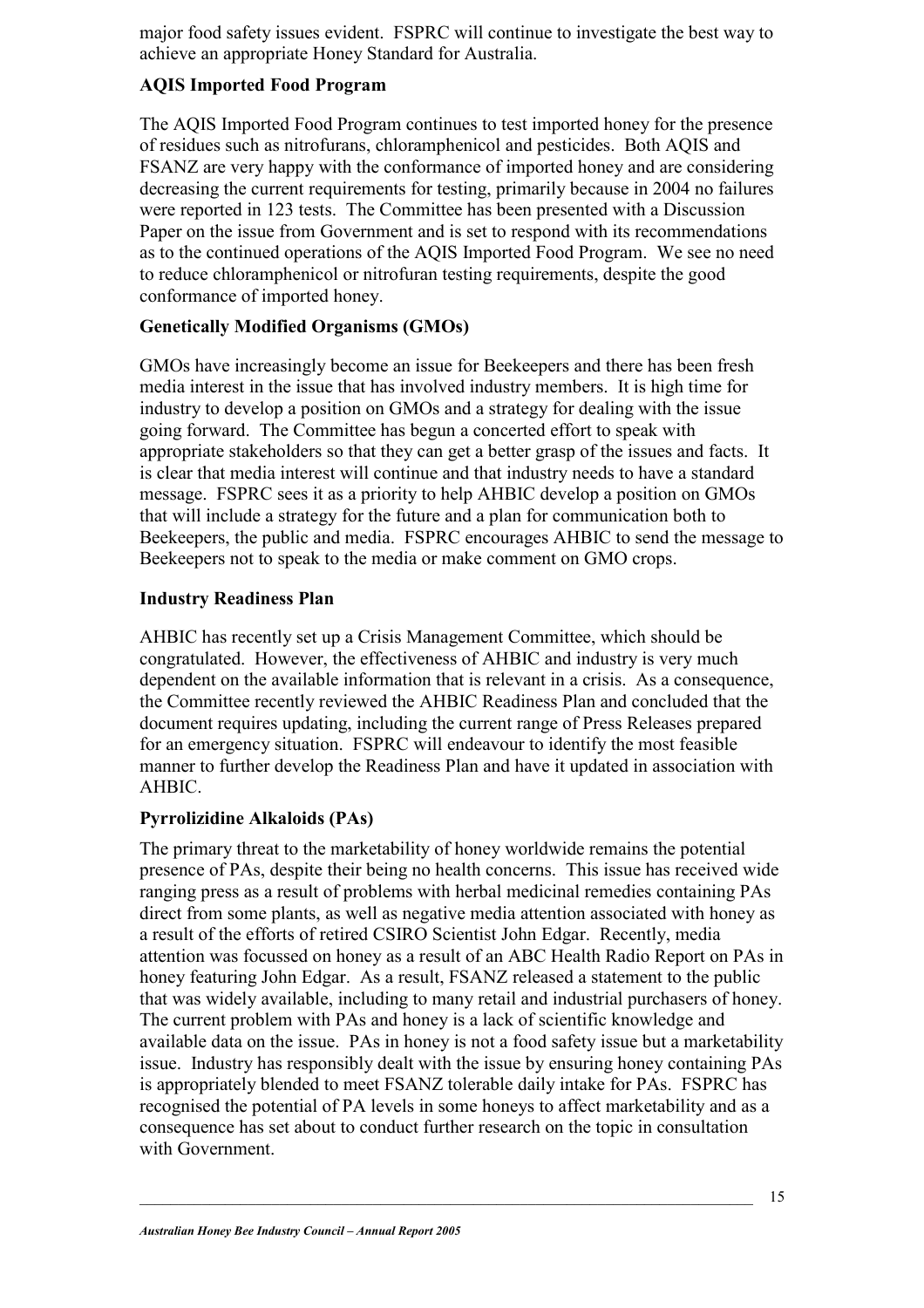major food safety issues evident. FSPRC will continue to investigate the best way to achieve an appropriate Honey Standard for Australia.

**AQIS Imported Food Program**

The AQIS Imported Food Program continues to test imported honey for the presence of residues such as nitrofurans, chloramphenicol and pesticides. Both AQIS and FSANZ are very happy with the conformance of imported honey and are considering decreasing the current requirements for testing, primarily because in 2004 no failures were reported in 123 tests. The Committee has been presented with a Discussion Paper on the issue from Government and is set to respond with its recommendations as to the continued operations of the AQIS Imported Food Program. We see no need to reduce chloramphenicol or nitrofuran testing requirements, despite the good conformance of imported honey.

**Genetically Modified Organisms (GMOs)**

GMOs have increasingly become an issue for Beekeepers and there has been fresh media interest in the issue that has involved industry members. It is high time for industry to develop a position on GMOs and a strategy for dealing with the issue going forward. The Committee has begun a concerted effort to speak with appropriate stakeholders so that they can get a better grasp of the issues and facts. It is clear that media interest will continue and that industry needs to have a standard message. FSPRC sees it as a priority to help AHBIC develop a position on GMOs that will include a strategy for the future and a plan for communication both to Beekeepers, the public and media. FSPRC encourages AHBIC to send the message to Beekeepers not to speak to the media or make comment on GMO crops.

**Industry Readiness Plan**

AHBIC has recently set up a Crisis Management Committee, which should be congratulated. However, the effectiveness of AHBIC and industry is very much dependent on the available information that is relevant in a crisis. As a consequence, the Committee recently reviewed the AHBIC Readiness Plan and concluded that the document requires updating, including the current range of Press Releases prepared for an emergency situation. FSPRC will endeavour to identify the most feasible manner to further develop the Readiness Plan and have it updated in association with AHBIC.

**Pyrrolizidine Alkaloids (PAs)**

The primary threat to the marketability of honey worldwide remains the potential presence of PAs, despite their being no health concerns. This issue has received wide ranging press as a result of problems with herbal medicinal remedies containing PAs direct from some plants, as well as negative media attention associated with honey as a result of the efforts of retired CSIRO Scientist John Edgar. Recently, media attention was focussed on honey as a result of an ABC Health Radio Report on PAs in honey featuring John Edgar. As a result, FSANZ released a statement to the public that was widely available, including to many retail and industrial purchasers of honey. The current problem with PAs and honey is a lack of scientific knowledge and available data on the issue. PAs in honey is not a food safety issue but a marketability issue. Industry has responsibly dealt with the issue by ensuring honey containing PAs is appropriately blended to meet FSANZ tolerable daily intake for PAs. FSPRC has recognised the potential of PA levels in some honeys to affect marketability and as a consequence has set about to conduct further research on the topic in consultation with Government.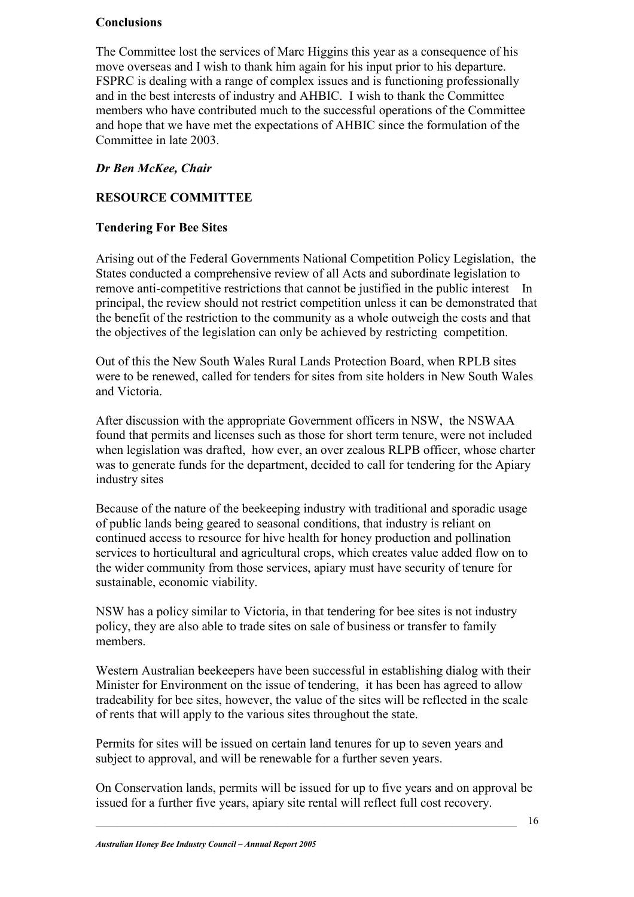**Conclusions**

The Committee lost the services of Marc Higgins this year as a consequence of his move overseas and I wish to thank him again for his input prior to his departure. FSPRC is dealing with a range of complex issues and is functioning professionally and in the best interests of industry and AHBIC. I wish to thank the Committee members who have contributed much to the successful operations of the Committee and hope that we have met the expectations of AHBIC since the formulation of the Committee in late 2003.

***Dr Ben McKee, Chair***

**RESOURCE COMMITTEE**

**Tendering For Bee Sites**

Arising out of the Federal Governments National Competition Policy Legislation, the States conducted a comprehensive review of all Acts and subordinate legislation to remove anti-competitive restrictions that cannot be justified in the public interest In principal, the review should not restrict competition unless it can be demonstrated that the benefit of the restriction to the community as a whole outweigh the costs and that the objectives of the legislation can only be achieved by restricting competition.

Out of this the New South Wales Rural Lands Protection Board, when RPLB sites were to be renewed, called for tenders for sites from site holders in New South Wales and Victoria.

After discussion with the appropriate Government officers in NSW, the NSWAA found that permits and licenses such as those for short term tenure, were not included when legislation was drafted, how ever, an over zealous RLPB officer, whose charter was to generate funds for the department, decided to call for tendering for the Apiary industry sites

Because of the nature of the beekeeping industry with traditional and sporadic usage of public lands being geared to seasonal conditions, that industry is reliant on continued access to resource for hive health for honey production and pollination services to horticultural and agricultural crops, which creates value added flow on to the wider community from those services, apiary must have security of tenure for sustainable, economic viability.

NSW has a policy similar to Victoria, in that tendering for bee sites is not industry policy, they are also able to trade sites on sale of business or transfer to family members.

Western Australian beekeepers have been successful in establishing dialog with their Minister for Environment on the issue of tendering, it has been has agreed to allow tradeability for bee sites, however, the value of the sites will be reflected in the scale of rents that will apply to the various sites throughout the state.

Permits for sites will be issued on certain land tenures for up to seven years and subject to approval, and will be renewable for a further seven years.

On Conservation lands, permits will be issued for up to five years and on approval be issued for a further five years, apiary site rental will reflect full cost recovery.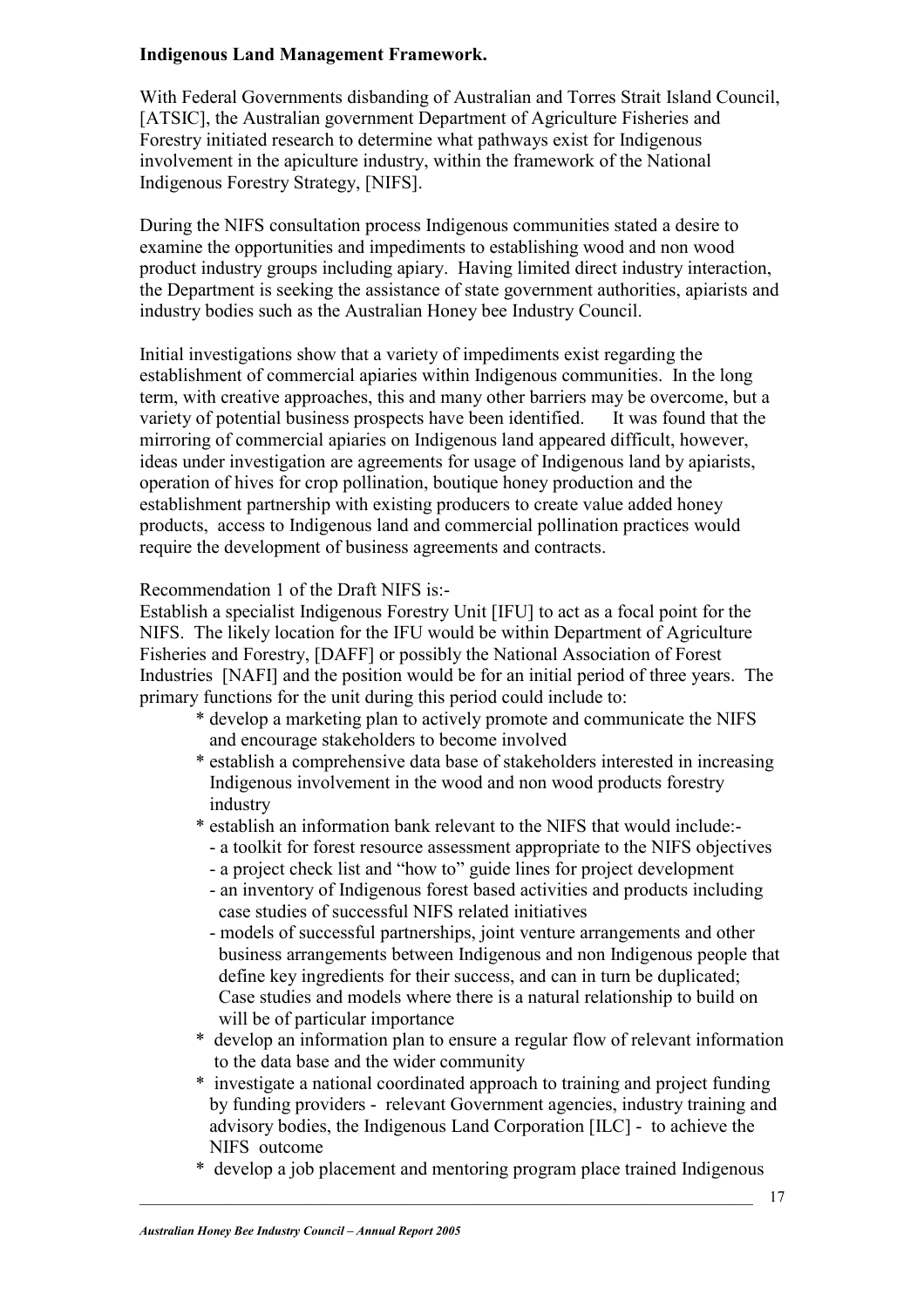**Indigenous Land Management Framework.**

With Federal Governments disbanding of Australian and Torres Strait Island Council, [ATSIC], the Australian government Department of Agriculture Fisheries and Forestry initiated research to determine what pathways exist for Indigenous involvement in the apiculture industry, within the framework of the National Indigenous Forestry Strategy, [NIFS].

During the NIFS consultation process Indigenous communities stated a desire to examine the opportunities and impediments to establishing wood and non wood product industry groups including apiary. Having limited direct industry interaction, the Department is seeking the assistance of state government authorities, apiarists and industry bodies such as the Australian Honey bee Industry Council.

Initial investigations show that a variety of impediments exist regarding the establishment of commercial apiaries within Indigenous communities. In the long term, with creative approaches, this and many other barriers may be overcome, but a variety of potential business prospects have been identified. It was found that the mirroring of commercial apiaries on Indigenous land appeared difficult, however, ideas under investigation are agreements for usage of Indigenous land by apiarists, operation of hives for crop pollination, boutique honey production and the establishment partnership with existing producers to create value added honey products, access to Indigenous land and commercial pollination practices would require the development of business agreements and contracts.

Recommendation 1 of the Draft NIFS is:-

Establish a specialist Indigenous Forestry Unit [IFU] to act as a focal point for the NIFS. The likely location for the IFU would be within Department of Agriculture Fisheries and Forestry, [DAFF] or possibly the National Association of Forest Industries [NAFI] and the position would be for an initial period of three years. The primary functions for the unit during this period could include to:

- develop a marketing plan to actively promote and communicate the NIFS and encourage stakeholders to become involved
- establish a comprehensive data base of stakeholders interested in increasing Indigenous involvement in the wood and non wood products forestry industry
- establish an information bank relevant to the NIFS that would include:-
  - a toolkit for forest resource assessment appropriate to the NIFS objectives
  - a project check list and "how to" guide lines for project development
  - an inventory of Indigenous forest based activities and products including case studies of successful NIFS related initiatives
  - models of successful partnerships, joint venture arrangements and other business arrangements between Indigenous and non Indigenous people that define key ingredients for their success, and can in turn be duplicated; Case studies and models where there is a natural relationship to build on will be of particular importance
- develop an information plan to ensure a regular flow of relevant information to the data base and the wider community
- investigate a national coordinated approach to training and project funding by funding providers - relevant Government agencies, industry training and advisory bodies, the Indigenous Land Corporation [ILC] - to achieve the NIFS outcome
- develop a job placement and mentoring program place trained Indigenous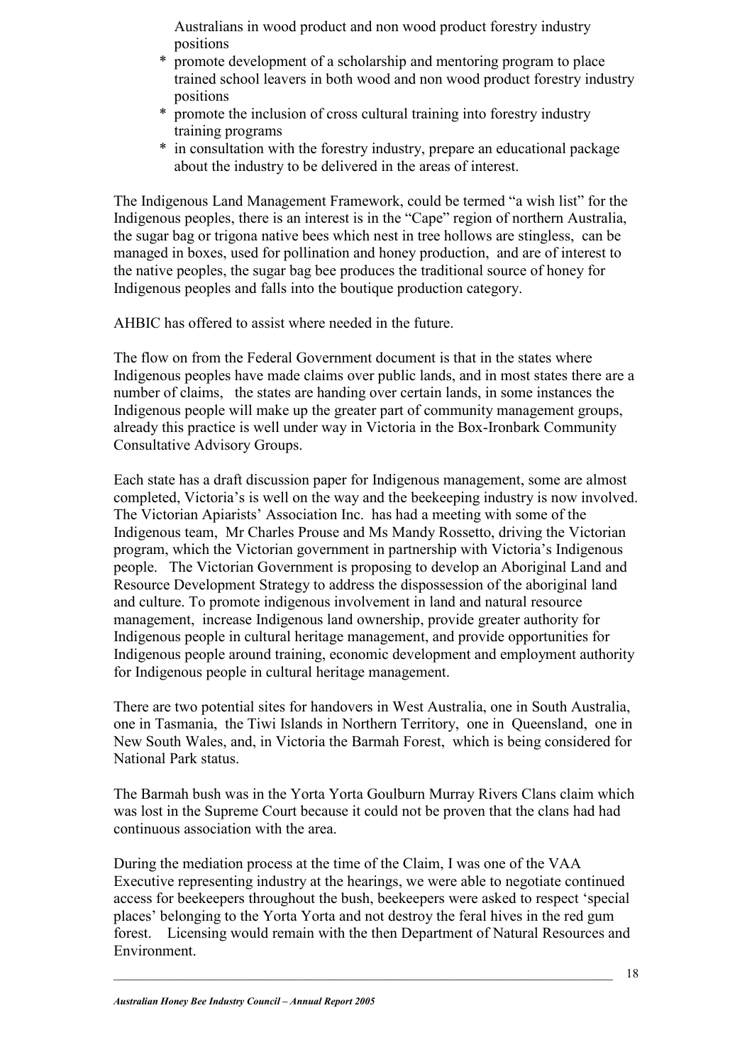Australians in wood product and non wood product forestry industry positions

* promote development of a scholarship and mentoring program to place trained school leavers in both wood and non wood product forestry industry positions
* promote the inclusion of cross cultural training into forestry industry training programs
* in consultation with the forestry industry, prepare an educational package about the industry to be delivered in the areas of interest.

The Indigenous Land Management Framework, could be termed "a wish list" for the Indigenous peoples, there is an interest is in the "Cape" region of northern Australia, the sugar bag or trigona native bees which nest in tree hollows are stingless, can be managed in boxes, used for pollination and honey production, and are of interest to the native peoples, the sugar bag bee produces the traditional source of honey for Indigenous peoples and falls into the boutique production category.

AHBIC has offered to assist where needed in the future.

The flow on from the Federal Government document is that in the states where Indigenous peoples have made claims over public lands, and in most states there are a number of claims, the states are handing over certain lands, in some instances the Indigenous people will make up the greater part of community management groups, already this practice is well under way in Victoria in the Box-Ironbark Community Consultative Advisory Groups.

Each state has a draft discussion paper for Indigenous management, some are almost completed, Victoria's is well on the way and the beekeeping industry is now involved. The Victorian Apiarists' Association Inc. has had a meeting with some of the Indigenous team, Mr Charles Prouse and Ms Mandy Rossetto, driving the Victorian program, which the Victorian government in partnership with Victoria's Indigenous people. The Victorian Government is proposing to develop an Aboriginal Land and Resource Development Strategy to address the dispossession of the aboriginal land and culture. To promote indigenous involvement in land and natural resource management, increase Indigenous land ownership, provide greater authority for Indigenous people in cultural heritage management, and provide opportunities for Indigenous people around training, economic development and employment authority for Indigenous people in cultural heritage management.

There are two potential sites for handovers in West Australia, one in South Australia, one in Tasmania, the Tiwi Islands in Northern Territory, one in Queensland, one in New South Wales, and, in Victoria the Barmah Forest, which is being considered for National Park status.

The Barmah bush was in the Yorta Yorta Goulburn Murray Rivers Clans claim which was lost in the Supreme Court because it could not be proven that the clans had had continuous association with the area.

During the mediation process at the time of the Claim, I was one of the VAA Executive representing industry at the hearings, we were able to negotiate continued access for beekeepers throughout the bush, beekeepers were asked to respect 'special places' belonging to the Yorta Yorta and not destroy the feral hives in the red gum forest. Licensing would remain with the then Department of Natural Resources and Environment.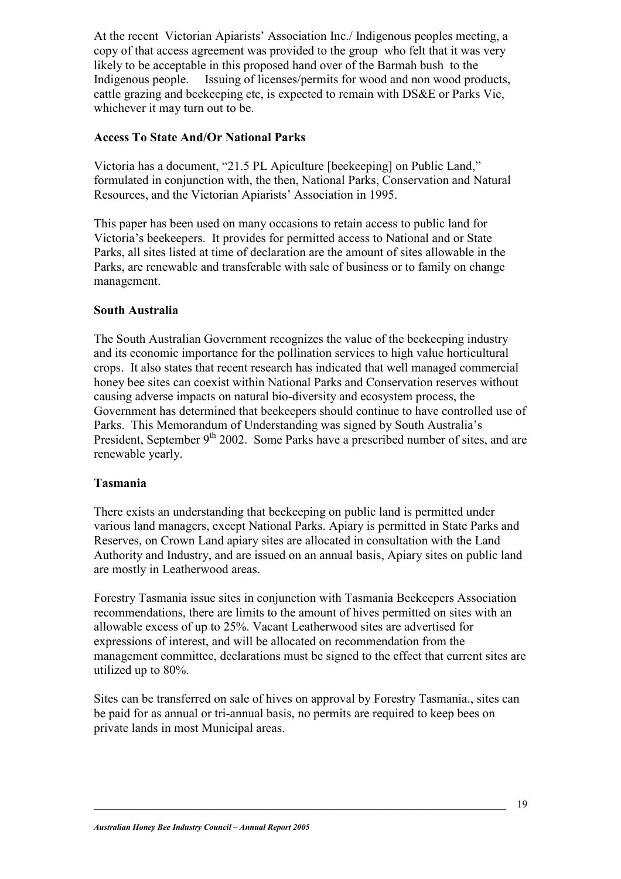At the recent Victorian Apiarists' Association Inc./ Indigenous peoples meeting, a copy of that access agreement was provided to the group who felt that it was very likely to be acceptable in this proposed hand over of the Barmah bush to the Indigenous people. Issuing of licenses/permits for wood and non wood products, cattle grazing and beekeeping etc, is expected to remain with DS&E or Parks Vic, whichever it may turn out to be.

### Access To State And/Or National Parks

Victoria has a document, "21.5 PL Apiculture [beekeeping] on Public Land," formulated in conjunction with, the then, National Parks, Conservation and Natural Resources, and the Victorian Apiarists' Association in 1995.

This paper has been used on many occasions to retain access to public land for Victoria's beekeepers. It provides for permitted access to National and or State Parks, all sites listed at time of declaration are the amount of sites allowable in the Parks, are renewable and transferable with sale of business or to family on change management.

### South Australia

The South Australian Government recognizes the value of the beekeeping industry and its economic importance for the pollination services to high value horticultural crops. It also states that recent research has indicated that well managed commercial honey bee sites can coexist within National Parks and Conservation reserves without causing adverse impacts on natural bio-diversity and ecosystem process, the Government has determined that beekeepers should continue to have controlled use of Parks. This Memorandum of Understanding was signed by South Australia's President, September 9th 2002. Some Parks have a prescribed number of sites, and are renewable yearly.

### Tasmania

There exists an understanding that beekeeping on public land is permitted under various land managers, except National Parks. Apiary is permitted in State Parks and Reserves, on Crown Land apiary sites are allocated in consultation with the Land Authority and Industry, and are issued on an annual basis, Apiary sites on public land are mostly in Leatherwood areas.

Forestry Tasmania issue sites in conjunction with Tasmania Beekeepers Association recommendations, there are limits to the amount of hives permitted on sites with an allowable excess of up to 25%. Vacant Leatherwood sites are advertised for expressions of interest, and will be allocated on recommendation from the management committee, declarations must be signed to the effect that current sites are utilized up to 80%.

Sites can be transferred on sale of hives on approval by Forestry Tasmania., sites can be paid for as annual or tri-annual basis, no permits are required to keep bees on private lands in most Municipal areas.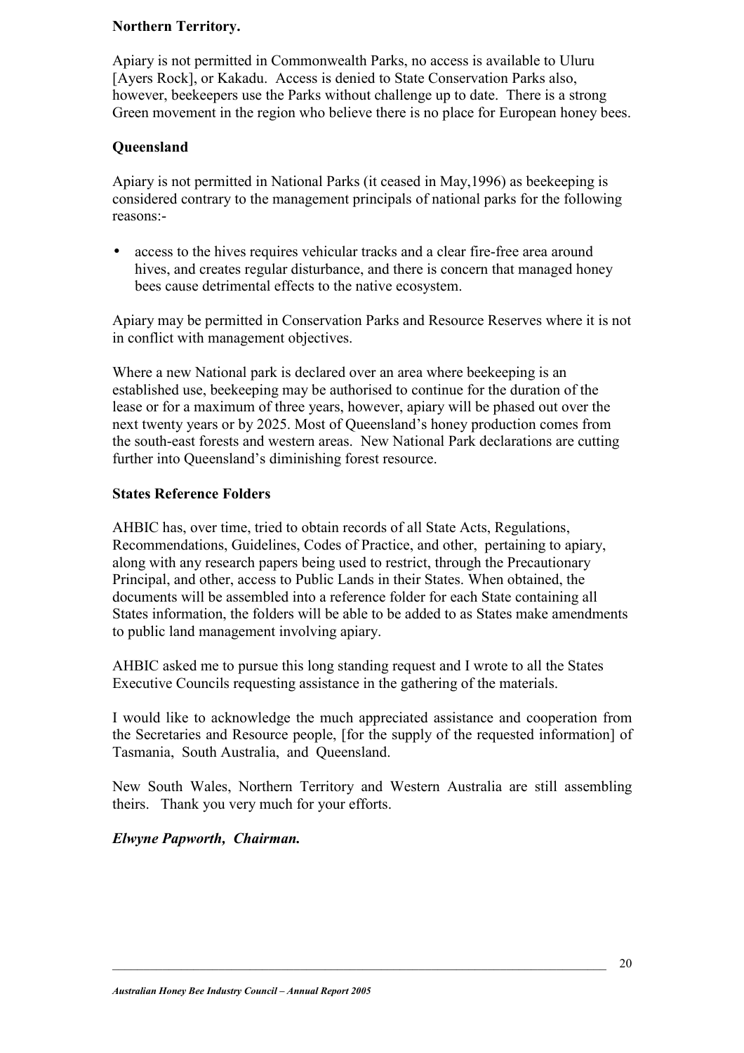**Northern Territory.**

Apiary is not permitted in Commonwealth Parks, no access is available to Uluru [Ayers Rock], or Kakadu. Access is denied to State Conservation Parks also, however, beekeepers use the Parks without challenge up to date. There is a strong Green movement in the region who believe there is no place for European honey bees.

**Queensland**

Apiary is not permitted in National Parks (it ceased in May,1996) as beekeeping is considered contrary to the management principals of national parks for the following reasons:-

- access to the hives requires vehicular tracks and a clear fire-free area around hives, and creates regular disturbance, and there is concern that managed honey bees cause detrimental effects to the native ecosystem.

Apiary may be permitted in Conservation Parks and Resource Reserves where it is not in conflict with management objectives.

Where a new National park is declared over an area where beekeeping is an established use, beekeeping may be authorised to continue for the duration of the lease or for a maximum of three years, however, apiary will be phased out over the next twenty years or by 2025. Most of Queensland's honey production comes from the south-east forests and western areas. New National Park declarations are cutting further into Queensland's diminishing forest resource.

**States Reference Folders**

AHBIC has, over time, tried to obtain records of all State Acts, Regulations, Recommendations, Guidelines, Codes of Practice, and other, pertaining to apiary, along with any research papers being used to restrict, through the Precautionary Principal, and other, access to Public Lands in their States. When obtained, the documents will be assembled into a reference folder for each State containing all States information, the folders will be able to be added to as States make amendments to public land management involving apiary.

AHBIC asked me to pursue this long standing request and I wrote to all the States Executive Councils requesting assistance in the gathering of the materials.

I would like to acknowledge the much appreciated assistance and cooperation from the Secretaries and Resource people, [for the supply of the requested information] of Tasmania, South Australia, and Queensland.

New South Wales, Northern Territory and Western Australia are still assembling theirs. Thank you very much for your efforts.

***Elwyne Papworth, Chairman.***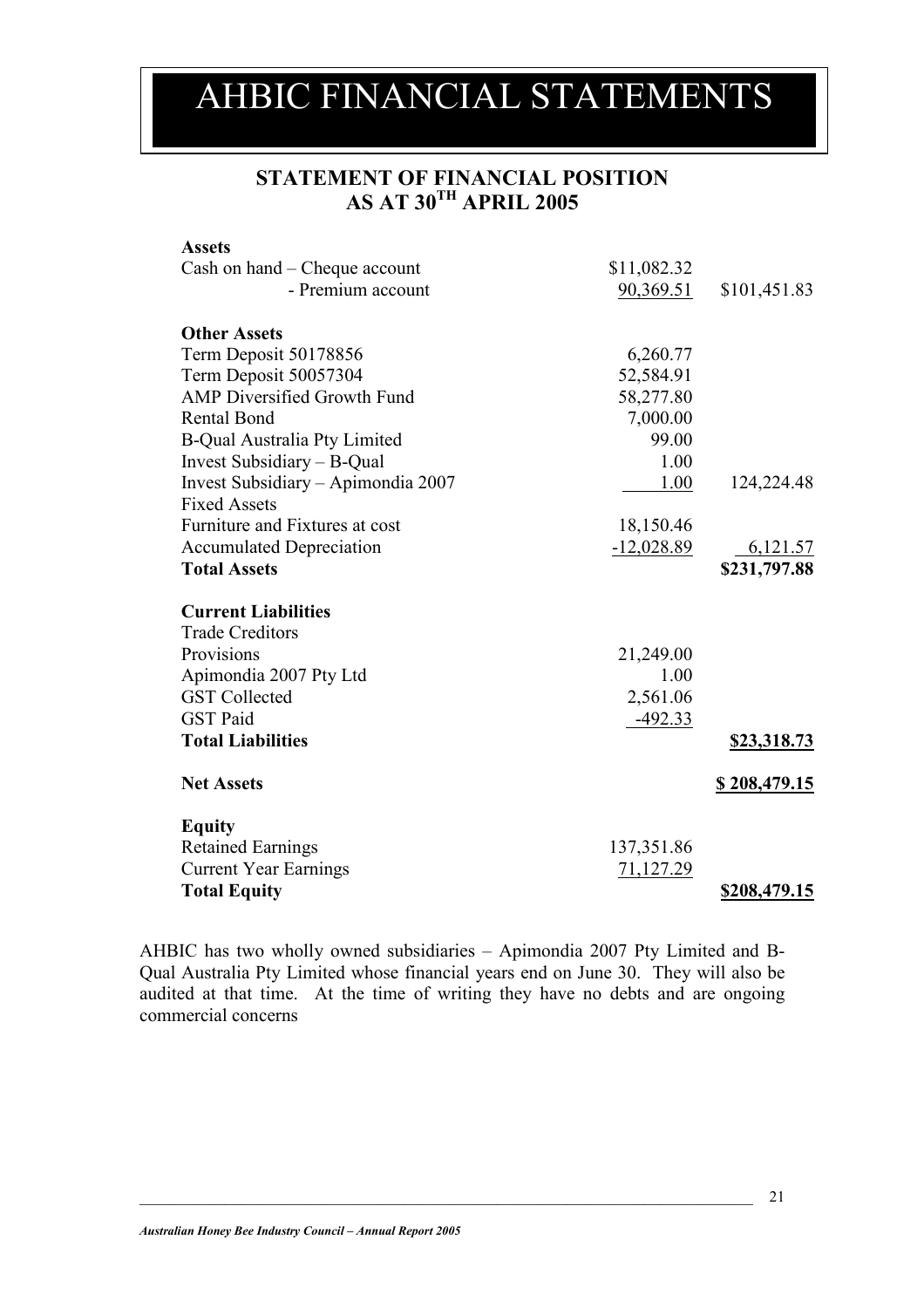# AHBIC FINANCIAL STATEMENTS

## STATEMENT OF FINANCIAL POSITION AS AT 30TH APRIL 2005

| | | |
|---|---|---|
| **Assets** | | |
| Cash on hand – Cheque account | $11,082.32 | |
| - Premium account | 90,369.51 | $101,451.83 |
| | | |
| **Other Assets** | | |
| Term Deposit 50178856 | 6,260.77 | |
| Term Deposit 50057304 | 52,584.91 | |
| AMP Diversified Growth Fund | 58,277.80 | |
| Rental Bond | 7,000.00 | |
| B-Qual Australia Pty Limited | 99.00 | |
| Invest Subsidiary – B-Qual | 1.00 | |
| Invest Subsidiary – Apimondia 2007 | 1.00 | 124,224.48 |
| Fixed Assets | | |
| Furniture and Fixtures at cost | 18,150.46 | |
| Accumulated Depreciation | -12,028.89 | 6,121.57 |
| **Total Assets** | | **$231,797.88** |
| | | |
| **Current Liabilities** | | |
| Trade Creditors | | |
| Provisions | 21,249.00 | |
| Apimondia 2007 Pty Ltd | 1.00 | |
| GST Collected | 2,561.06 | |
| GST Paid | -492.33 | |
| **Total Liabilities** | | **$23,318.73** |
| | | |
| **Net Assets** | | **$ 208,479.15** |
| | | |
| **Equity** | | |
| Retained Earnings | 137,351.86 | |
| Current Year Earnings | 71,127.29 | |
| **Total Equity** | | **$208,479.15** |

AHBIC has two wholly owned subsidiaries – Apimondia 2007 Pty Limited and B-Qual Australia Pty Limited whose financial years end on June 30. They will also be audited at that time. At the time of writing they have no debts and are ongoing commercial concerns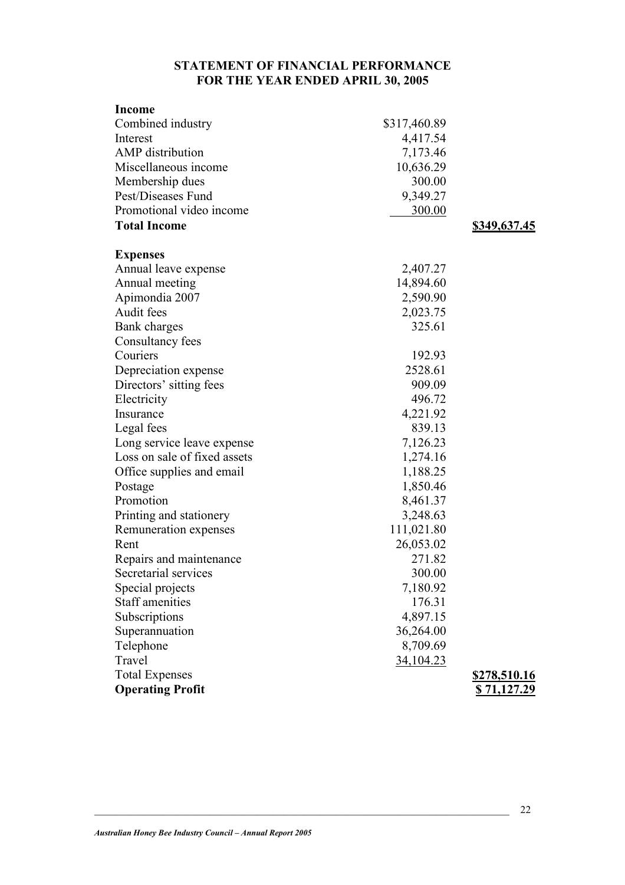# STATEMENT OF FINANCIAL PERFORMANCE
## FOR THE YEAR ENDED APRIL 30, 2005

| | | |
|---|---:|---:|
| **Income** | | |
| Combined industry | \$317,460.89 | |
| Interest | 4,417.54 | |
| AMP distribution | 7,173.46 | |
| Miscellaneous income | 10,636.29 | |
| Membership dues | 300.00 | |
| Pest/Diseases Fund | 9,349.27 | |
| Promotional video income | 300.00 | |
| **Total Income** | | **\$349,637.45** |
| | | |
| **Expenses** | | |
| Annual leave expense | 2,407.27 | |
| Annual meeting | 14,894.60 | |
| Apimondia 2007 | 2,590.90 | |
| Audit fees | 2,023.75 | |
| Bank charges | 325.61 | |
| Consultancy fees | | |
| Couriers | 192.93 | |
| Depreciation expense | 2528.61 | |
| Directors' sitting fees | 909.09 | |
| Electricity | 496.72 | |
| Insurance | 4,221.92 | |
| Legal fees | 839.13 | |
| Long service leave expense | 7,126.23 | |
| Loss on sale of fixed assets | 1,274.16 | |
| Office supplies and email | 1,188.25 | |
| Postage | 1,850.46 | |
| Promotion | 8,461.37 | |
| Printing and stationery | 3,248.63 | |
| Remuneration expenses | 111,021.80 | |
| Rent | 26,053.02 | |
| Repairs and maintenance | 271.82 | |
| Secretarial services | 300.00 | |
| Special projects | 7,180.92 | |
| Staff amenities | 176.31 | |
| Subscriptions | 4,897.15 | |
| Superannuation | 36,264.00 | |
| Telephone | 8,709.69 | |
| Travel | 34,104.23 | |
| Total Expenses | | **\$278,510.16** |
| **Operating Profit** | | **\$ 71,127.29** |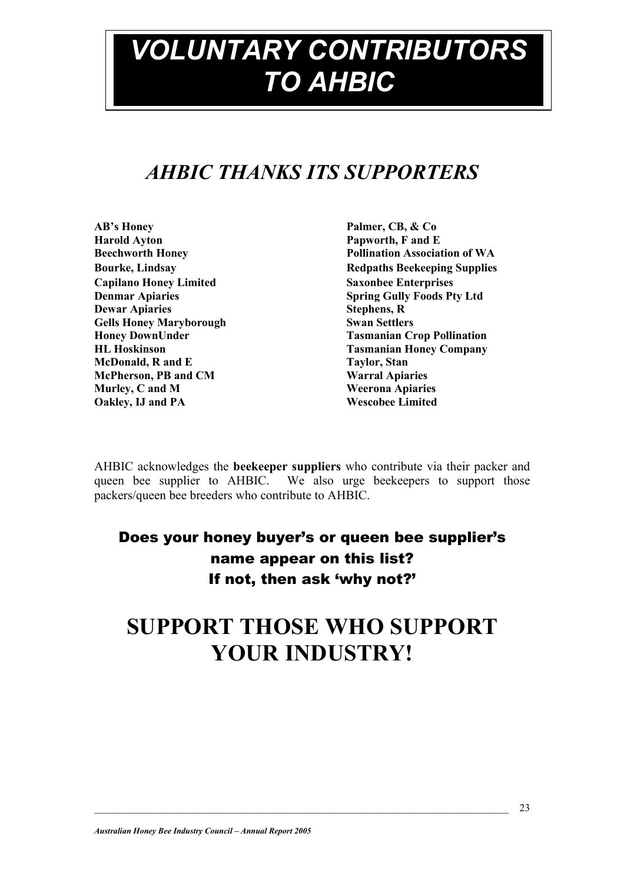# VOLUNTARY CONTRIBUTORS TO AHBIC

## *AHBIC THANKS ITS SUPPORTERS*

**AB's Honey**
**Harold Ayton**
**Beechworth Honey**
**Bourke, Lindsay**
**Capilano Honey Limited**
**Denmar Apiaries**
**Dewar Apiaries**
**Gells Honey Maryborough**
**Honey DownUnder**
**HL Hoskinson**
**McDonald, R and E**
**McPherson, PB and CM**
**Murley, C and M**
**Oakley, IJ and PA**
**Palmer, CB, & Co**
**Papworth, F and E**
**Pollination Association of WA**
**Redpaths Beekeeping Supplies**
**Saxonbee Enterprises**
**Spring Gully Foods Pty Ltd**
**Stephens, R**
**Swan Settlers**
**Tasmanian Crop Pollination**
**Tasmanian Honey Company**
**Taylor, Stan**
**Warral Apiaries**
**Weerona Apiaries**
**Wescobee Limited**

AHBIC acknowledges the **beekeeper suppliers** who contribute via their packer and queen bee supplier to AHBIC. We also urge beekeepers to support those packers/queen bee breeders who contribute to AHBIC.

**Does your honey buyer's or queen bee supplier's name appear on this list? If not, then ask 'why not?'**

# SUPPORT THOSE WHO SUPPORT YOUR INDUSTRY!